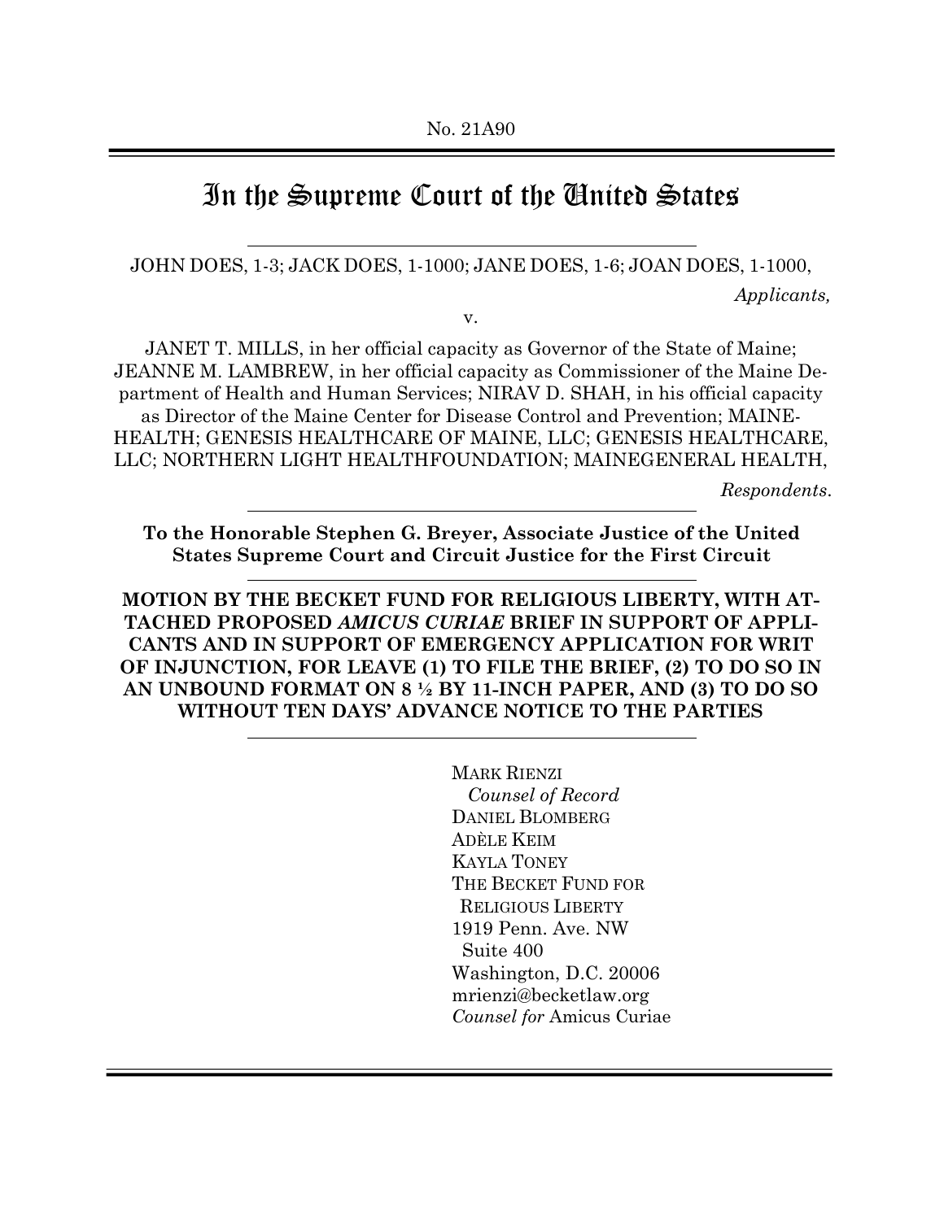No. 21A90

# In the Supreme Court of the United States

JOHN DOES, 1-3; JACK DOES, 1-1000; JANE DOES, 1-6; JOAN DOES, 1-1000,

*Applicants,*

v.

JANET T. MILLS, in her official capacity as Governor of the State of Maine; JEANNE M. LAMBREW, in her official capacity as Commissioner of the Maine Department of Health and Human Services; NIRAV D. SHAH, in his official capacity as Director of the Maine Center for Disease Control and Prevention; MAINEHEALTH; GENESIS HEALTHCARE OF MAINE, LLC; GENESIS HEALTHCARE, LLC; NORTHERN LIGHT HEALTHFOUNDATION; MAINEGENERAL HEALTH,

*Respondents.*

**To the Honorable Stephen G. Breyer, Associate Justice of the United States Supreme Court and Circuit Justice for the First Circuit**

**MOTION BY THE BECKET FUND FOR RELIGIOUS LIBERTY, WITH ATTACHED PROPOSED *AMICUS CURIAE* BRIEF IN SUPPORT OF APPLICANTS AND IN SUPPORT OF EMERGENCY APPLICATION FOR WRIT OF INJUNCTION, FOR LEAVE (1) TO FILE THE BRIEF, (2) TO DO SO IN AN UNBOUND FORMAT ON 8 ½ BY 11-INCH PAPER, AND (3) TO DO SO WITHOUT TEN DAYS' ADVANCE NOTICE TO THE PARTIES**

MARK RIENZI
*Counsel of Record*
DANIEL BLOMBERG
ADÈLE KEIM
KAYLA TONEY
THE BECKET FUND FOR RELIGIOUS LIBERTY
1919 Penn. Ave. NW
Suite 400
Washington, D.C. 20006
mrienzi@becketlaw.org
*Counsel for* Amicus Curiae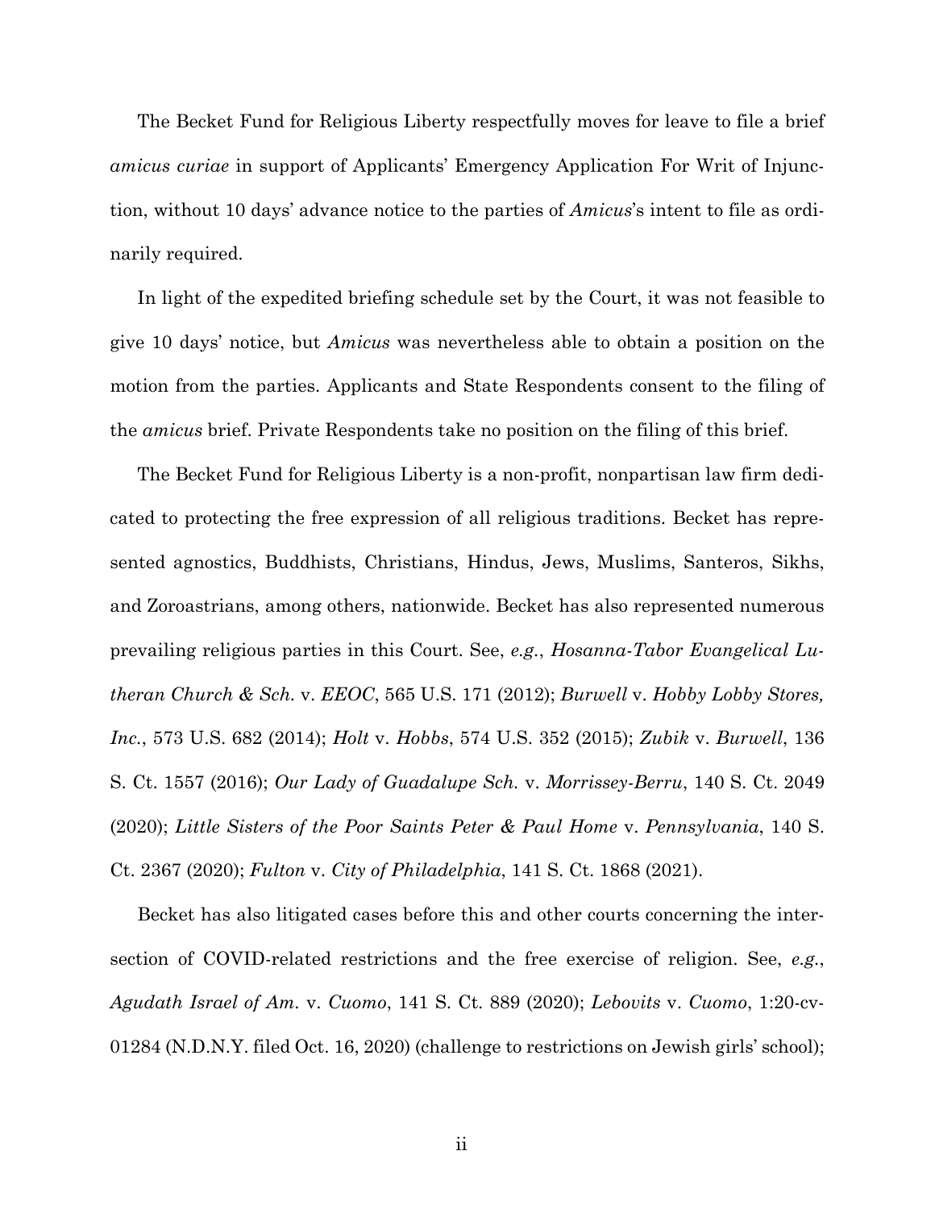The Becket Fund for Religious Liberty respectfully moves for leave to file a brief *amicus curiae* in support of Applicants' Emergency Application For Writ of Injunction, without 10 days' advance notice to the parties of *Amicus*'s intent to file as ordinarily required.

In light of the expedited briefing schedule set by the Court, it was not feasible to give 10 days' notice, but *Amicus* was nevertheless able to obtain a position on the motion from the parties. Applicants and State Respondents consent to the filing of the *amicus* brief. Private Respondents take no position on the filing of this brief.

The Becket Fund for Religious Liberty is a non-profit, nonpartisan law firm dedicated to protecting the free expression of all religious traditions. Becket has represented agnostics, Buddhists, Christians, Hindus, Jews, Muslims, Santeros, Sikhs, and Zoroastrians, among others, nationwide. Becket has also represented numerous prevailing religious parties in this Court. See, *e.g.*, *Hosanna-Tabor Evangelical Lutheran Church & Sch.* v. *EEOC*, 565 U.S. 171 (2012); *Burwell* v. *Hobby Lobby Stores, Inc.*, 573 U.S. 682 (2014); *Holt* v. *Hobbs*, 574 U.S. 352 (2015); *Zubik* v. *Burwell*, 136 S. Ct. 1557 (2016); *Our Lady of Guadalupe Sch.* v. *Morrissey-Berru*, 140 S. Ct. 2049 (2020); *Little Sisters of the Poor Saints Peter & Paul Home* v. *Pennsylvania*, 140 S. Ct. 2367 (2020); *Fulton* v. *City of Philadelphia*, 141 S. Ct. 1868 (2021).

Becket has also litigated cases before this and other courts concerning the intersection of COVID-related restrictions and the free exercise of religion. See, *e.g.*, *Agudath Israel of Am.* v. *Cuomo*, 141 S. Ct. 889 (2020); *Lebovits* v. *Cuomo*, 1:20-cv-01284 (N.D.N.Y. filed Oct. 16, 2020) (challenge to restrictions on Jewish girls' school);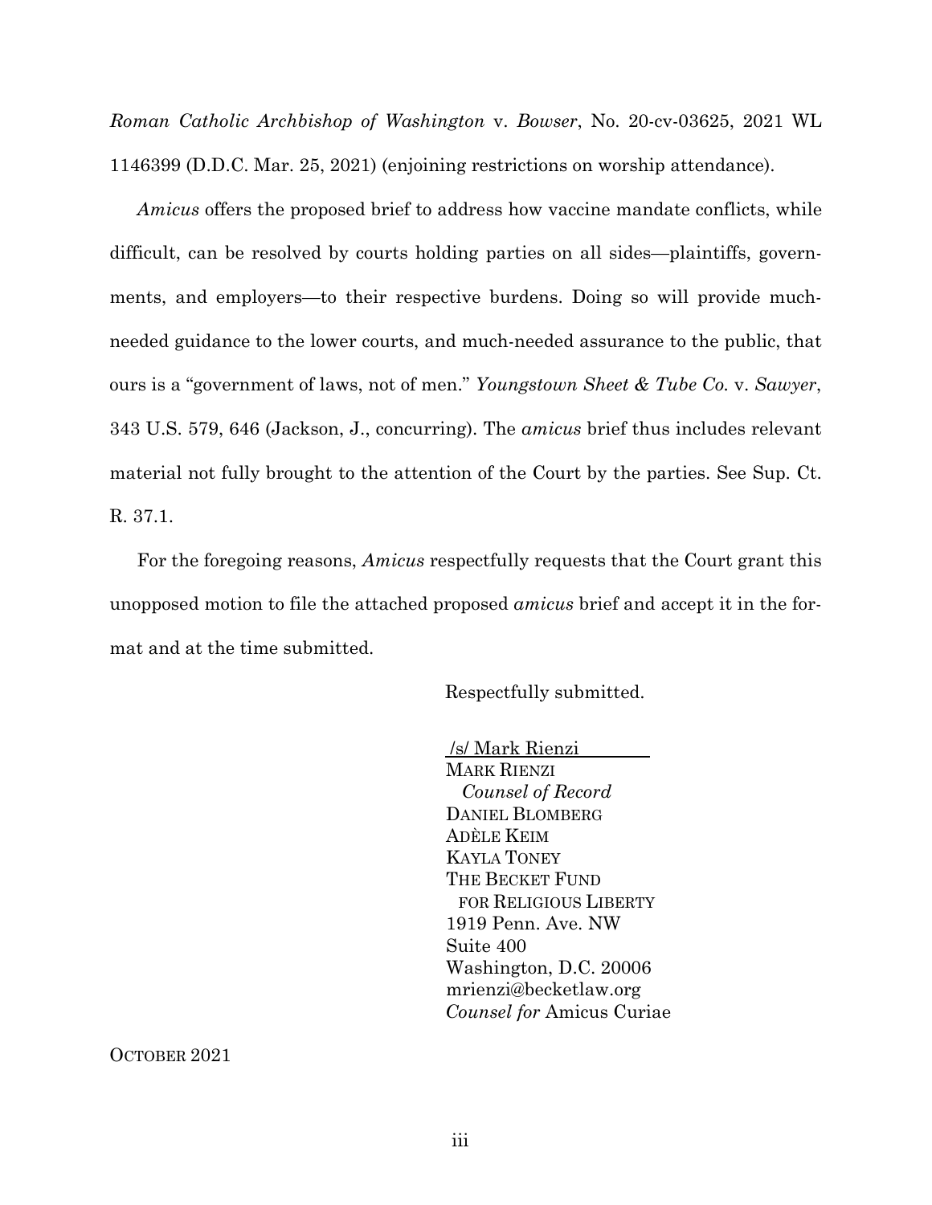*Roman Catholic Archbishop of Washington* v. *Bowser*, No. 20-cv-03625, 2021 WL 1146399 (D.D.C. Mar. 25, 2021) (enjoining restrictions on worship attendance).

*Amicus* offers the proposed brief to address how vaccine mandate conflicts, while difficult, can be resolved by courts holding parties on all sides—plaintiffs, governments, and employers—to their respective burdens. Doing so will provide much-needed guidance to the lower courts, and much-needed assurance to the public, that ours is a "government of laws, not of men." *Youngstown Sheet & Tube Co.* v. *Sawyer*, 343 U.S. 579, 646 (Jackson, J., concurring). The *amicus* brief thus includes relevant material not fully brought to the attention of the Court by the parties. See Sup. Ct. R. 37.1.

For the foregoing reasons, *Amicus* respectfully requests that the Court grant this unopposed motion to file the attached proposed *amicus* brief and accept it in the format and at the time submitted.

Respectfully submitted.

/s/ Mark Rienzi
MARK RIENZI
*Counsel of Record*
DANIEL BLOMBERG
ADÈLE KEIM
KAYLA TONEY
THE BECKET FUND
FOR RELIGIOUS LIBERTY
1919 Penn. Ave. NW
Suite 400
Washington, D.C. 20006
mrienzi@becketlaw.org
*Counsel for* Amicus Curiae

OCTOBER 2021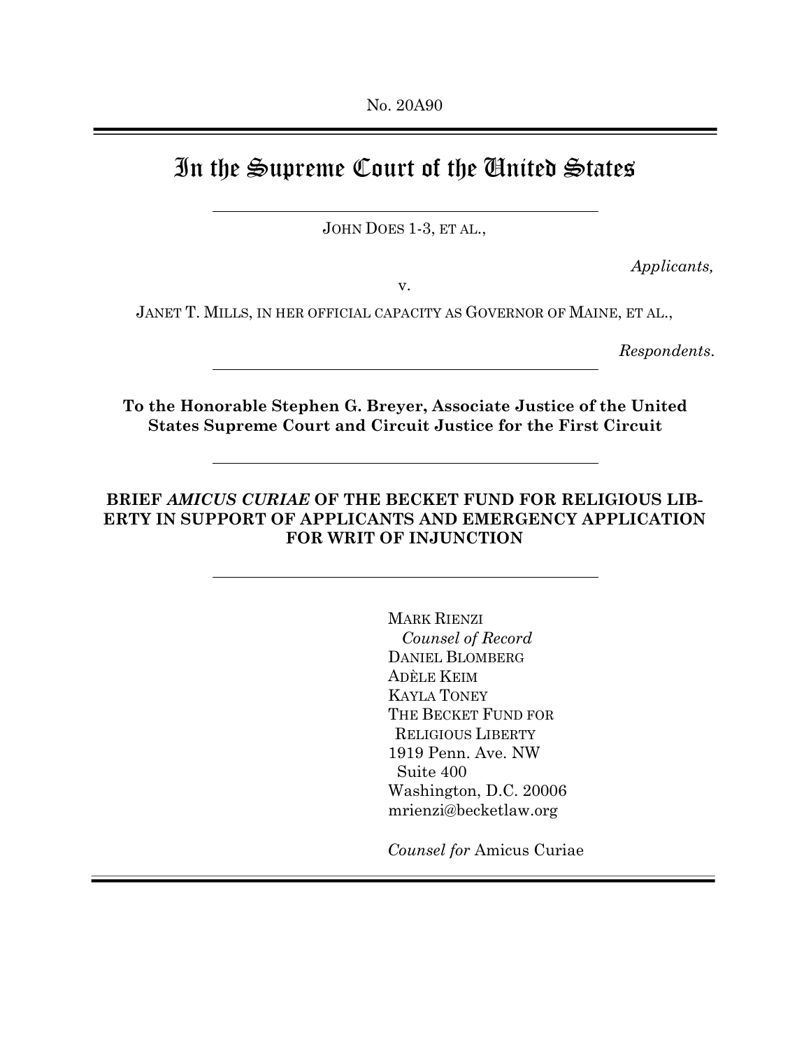No. 20A90

# In the Supreme Court of the United States

JOHN DOES 1-3, ET AL.,

*Applicants,*

v.

JANET T. MILLS, IN HER OFFICIAL CAPACITY AS GOVERNOR OF MAINE, ET AL.,

*Respondents.*

**To the Honorable Stephen G. Breyer, Associate Justice of the United States Supreme Court and Circuit Justice for the First Circuit**

**BRIEF *AMICUS CURIAE* OF THE BECKET FUND FOR RELIGIOUS LIBERTY IN SUPPORT OF APPLICANTS AND EMERGENCY APPLICATION FOR WRIT OF INJUNCTION**

MARK RIENZI
*Counsel of Record*
DANIEL BLOMBERG
ADÈLE KEIM
KAYLA TONEY
THE BECKET FUND FOR RELIGIOUS LIBERTY
1919 Penn. Ave. NW
Suite 400
Washington, D.C. 20006
mrienzi@becketlaw.org

*Counsel for* Amicus Curiae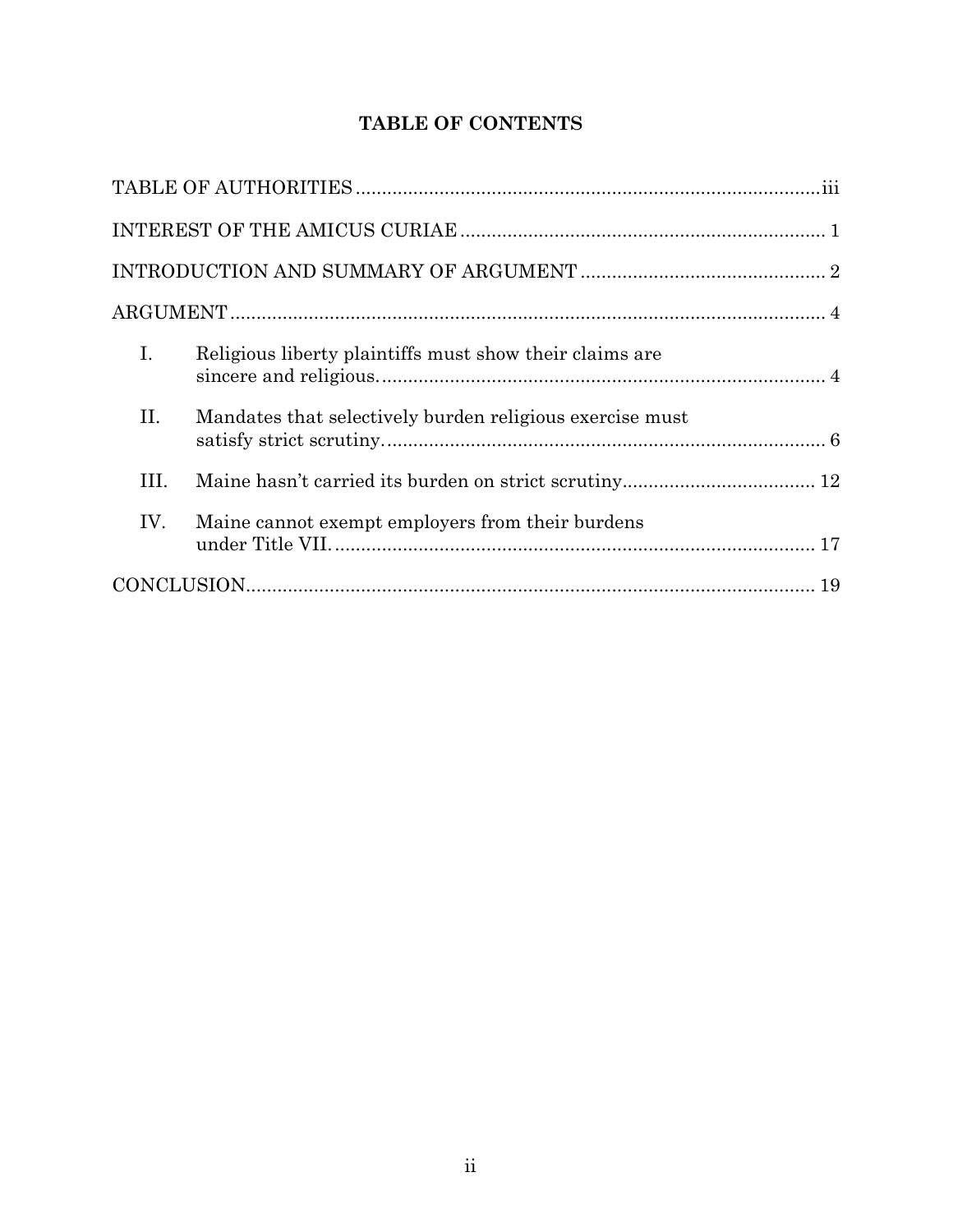# TABLE OF CONTENTS

TABLE OF AUTHORITIES ........................................................................................ iii

INTEREST OF THE AMICUS CURIAE ..................................................................... 1

INTRODUCTION AND SUMMARY OF ARGUMENT ............................................... 2

ARGUMENT .................................................................................................................. 4

I. Religious liberty plaintiffs must show their claims are sincere and religious. ..................................................................................... 4

II. Mandates that selectively burden religious exercise must satisfy strict scrutiny. ..................................................................................... 6

III. Maine hasn't carried its burden on strict scrutiny ..................................... 12

IV. Maine cannot exempt employers from their burdens under Title VII. ............................................................................................ 17

CONCLUSION ............................................................................................................ 19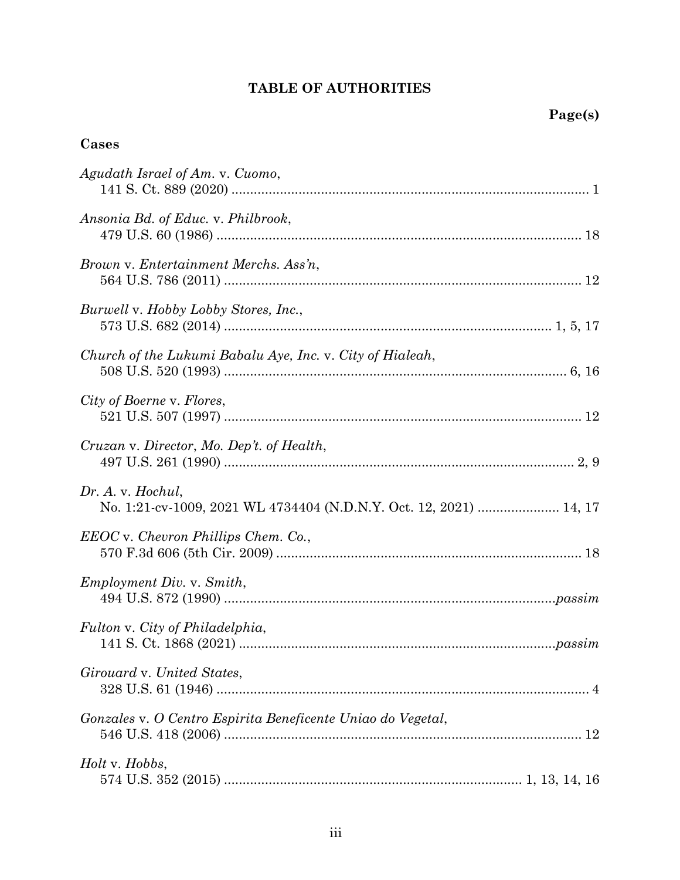# TABLE OF AUTHORITIES

**Page(s)**

**Cases**

*Agudath Israel of Am.* v. *Cuomo*,
141 S. Ct. 889 (2020) .............................................................................................. 1

*Ansonia Bd. of Educ.* v. *Philbrook*,
479 U.S. 60 (1986) ................................................................................................ 18

*Brown* v. *Entertainment Merchs. Ass'n*,
564 U.S. 786 (2011) .............................................................................................. 12

*Burwell* v. *Hobby Lobby Stores, Inc.*,
573 U.S. 682 (2014) ...................................................................................... 1, 5, 17

*Church of the Lukumi Babalu Aye, Inc.* v. *City of Hialeah*,
508 U.S. 520 (1993) .......................................................................................... 6, 16

*City of Boerne* v. *Flores*,
521 U.S. 507 (1997) .............................................................................................. 12

*Cruzan* v. *Director*, *Mo. Dep't. of Health*,
497 U.S. 261 (1990) ............................................................................................ 2, 9

*Dr. A.* v. *Hochul*,
No. 1:21-cv-1009, 2021 WL 4734404 (N.D.N.Y. Oct. 12, 2021) ..................... 14, 17

*EEOC* v. *Chevron Phillips Chem. Co.*,
570 F.3d 606 (5th Cir. 2009) ................................................................................ 18

*Employment Div.* v. *Smith*,
494 U.S. 872 (1990) ...................................................................................... *passim*

*Fulton* v. *City of Philadelphia*,
141 S. Ct. 1868 (2021) .................................................................................. *passim*

*Girouard* v. *United States*,
328 U.S. 61 (1946) .................................................................................................. 4

*Gonzales* v. *O Centro Espirita Beneficente Uniao do Vegetal*,
546 U.S. 418 (2006) .............................................................................................. 12

*Holt* v. *Hobbs*,
574 U.S. 352 (2015) ............................................................................. 1, 13, 14, 16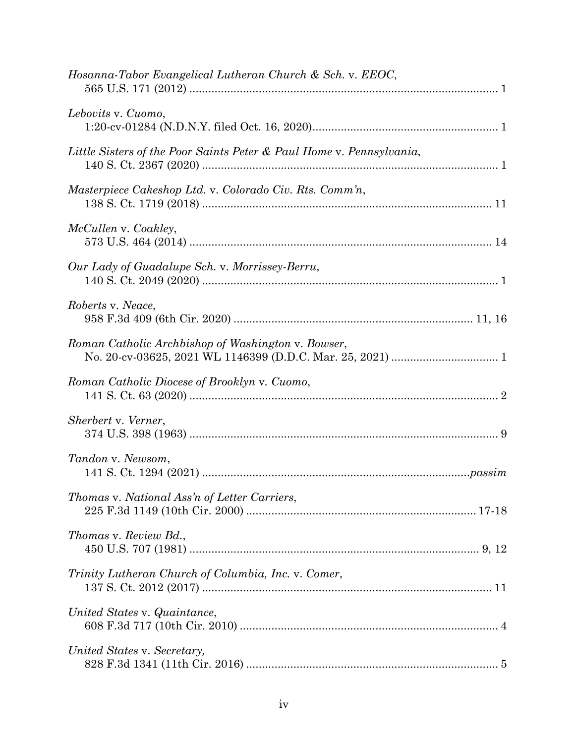*Hosanna-Tabor Evangelical Lutheran Church & Sch.* v. *EEOC*,
565 U.S. 171 (2012) .................................................................................................. 1

*Lebovits* v. *Cuomo*,
1:20-cv-01284 (N.D.N.Y. filed Oct. 16, 2020)........................................................... 1

*Little Sisters of the Poor Saints Peter & Paul Home* v. *Pennsylvania*,
140 S. Ct. 2367 (2020) .............................................................................................. 1

*Masterpiece Cakeshop Ltd.* v. *Colorado Civ. Rts. Comm'n*,
138 S. Ct. 1719 (2018) ............................................................................................ 11

*McCullen* v. *Coakley*,
573 U.S. 464 (2014) ................................................................................................ 14

*Our Lady of Guadalupe Sch.* v. *Morrissey-Berru*,
140 S. Ct. 2049 (2020) .............................................................................................. 1

*Roberts* v. *Neace*,
958 F.3d 409 (6th Cir. 2020) ........................................................................... 11, 16

*Roman Catholic Archbishop of Washington* v. *Bowser*,
No. 20-cv-03625, 2021 WL 1146399 (D.D.C. Mar. 25, 2021) .................................. 1

*Roman Catholic Diocese of Brooklyn* v. *Cuomo*,
141 S. Ct. 63 (2020) .................................................................................................. 2

*Sherbert* v. *Verner*,
374 U.S. 398 (1963) .................................................................................................. 9

*Tandon* v. *Newsom*,
141 S. Ct. 1294 (2021) ....................................................................................*passim*

*Thomas* v. *National Ass'n of Letter Carriers*,
225 F.3d 1149 (10th Cir. 2000) ......................................................................... 17-18

*Thomas* v. *Review Bd.*,
450 U.S. 707 (1981) ............................................................................................ 9, 12

*Trinity Lutheran Church of Columbia, Inc.* v. *Comer*,
137 S. Ct. 2012 (2017) ............................................................................................ 11

*United States* v. *Quaintance*,
608 F.3d 717 (10th Cir. 2010) .................................................................................. 4

*United States* v. *Secretary,*
828 F.3d 1341 (11th Cir. 2016) ................................................................................ 5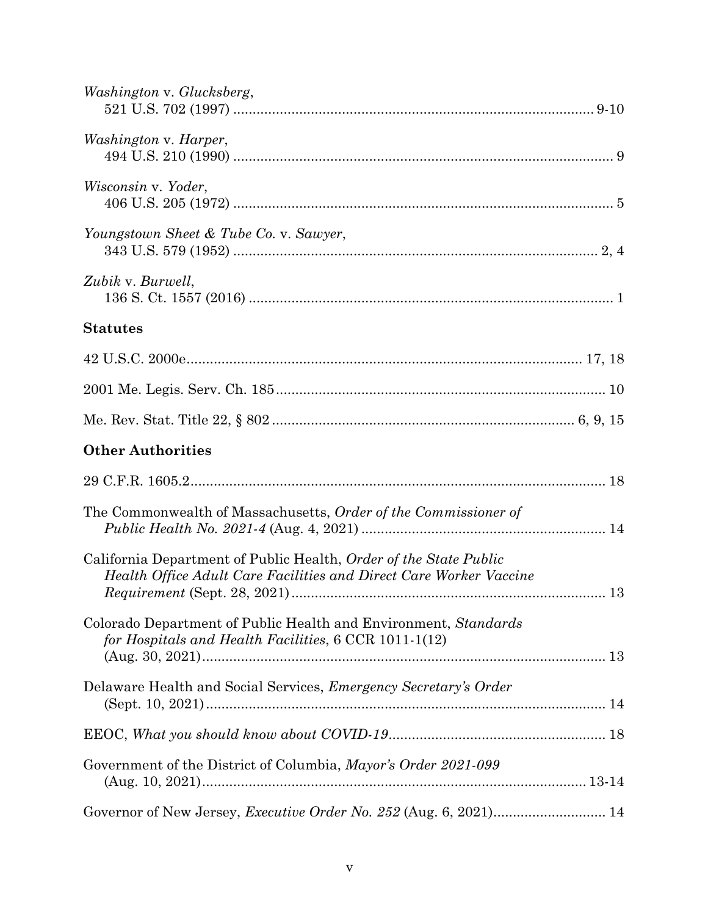*Washington* v. *Glucksberg*,
521 U.S. 702 (1997) ..................................................................................... 9-10

*Washington* v. *Harper*,
494 U.S. 210 (1990) ..................................................................................... 9

*Wisconsin* v. *Yoder*,
406 U.S. 205 (1972) ..................................................................................... 5

*Youngstown Sheet & Tube Co.* v. *Sawyer*,
343 U.S. 579 (1952) ..................................................................................... 2, 4

*Zubik* v. *Burwell*,
136 S. Ct. 1557 (2016) ..................................................................................... 1

**Statutes**

42 U.S.C. 2000e..................................................................................... 17, 18

2001 Me. Legis. Serv. Ch. 185..................................................................................... 10

Me. Rev. Stat. Title 22, § 802 ..................................................................................... 6, 9, 15

**Other Authorities**

29 C.F.R. 1605.2..................................................................................... 18

The Commonwealth of Massachusetts, *Order of the Commissioner of Public Health No. 2021-4* (Aug. 4, 2021) ..................................................................................... 14

California Department of Public Health, *Order of the State Public Health Office Adult Care Facilities and Direct Care Worker Vaccine Requirement* (Sept. 28, 2021) ..................................................................................... 13

Colorado Department of Public Health and Environment, *Standards for Hospitals and Health Facilities*, 6 CCR 1011-1(12) (Aug. 30, 2021)..................................................................................... 13

Delaware Health and Social Services, *Emergency Secretary's Order* (Sept. 10, 2021)..................................................................................... 14

EEOC, *What you should know about COVID-19*..................................................................................... 18

Government of the District of Columbia, *Mayor's Order 2021-099* (Aug. 10, 2021)..................................................................................... 13-14

Governor of New Jersey, *Executive Order No. 252* (Aug. 6, 2021)..................................................................................... 14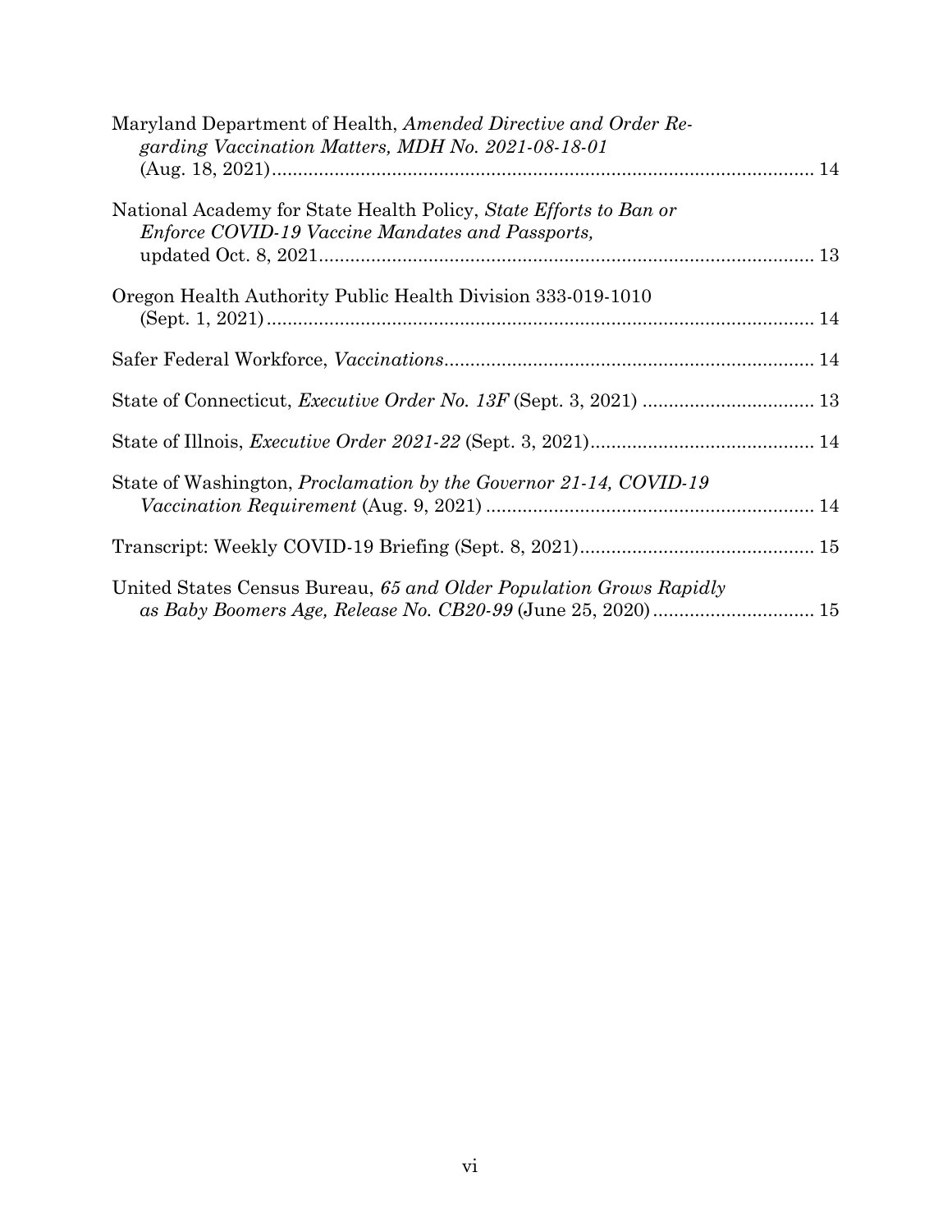Maryland Department of Health, *Amended Directive and Order Regarding Vaccination Matters, MDH No. 2021-08-18-01* (Aug. 18, 2021) ........................................................................................................ 14

National Academy for State Health Policy, *State Efforts to Ban or Enforce COVID-19 Vaccine Mandates and Passports,* updated Oct. 8, 2021 ............................................................................................. 13

Oregon Health Authority Public Health Division 333-019-1010 (Sept. 1, 2021) ........................................................................................................ 14

Safer Federal Workforce, *Vaccinations* ...................................................................... 14

State of Connecticut, *Executive Order No. 13F* (Sept. 3, 2021) ................................ 13

State of Illnois, *Executive Order 2021-22* (Sept. 3, 2021) .......................................... 14

State of Washington, *Proclamation by the Governor 21-14, COVID-19 Vaccination Requirement* (Aug. 9, 2021) .............................................................. 14

Transcript: Weekly COVID-19 Briefing (Sept. 8, 2021) ............................................ 15

United States Census Bureau, *65 and Older Population Grows Rapidly as Baby Boomers Age, Release No. CB20-99* (June 25, 2020) .............................. 15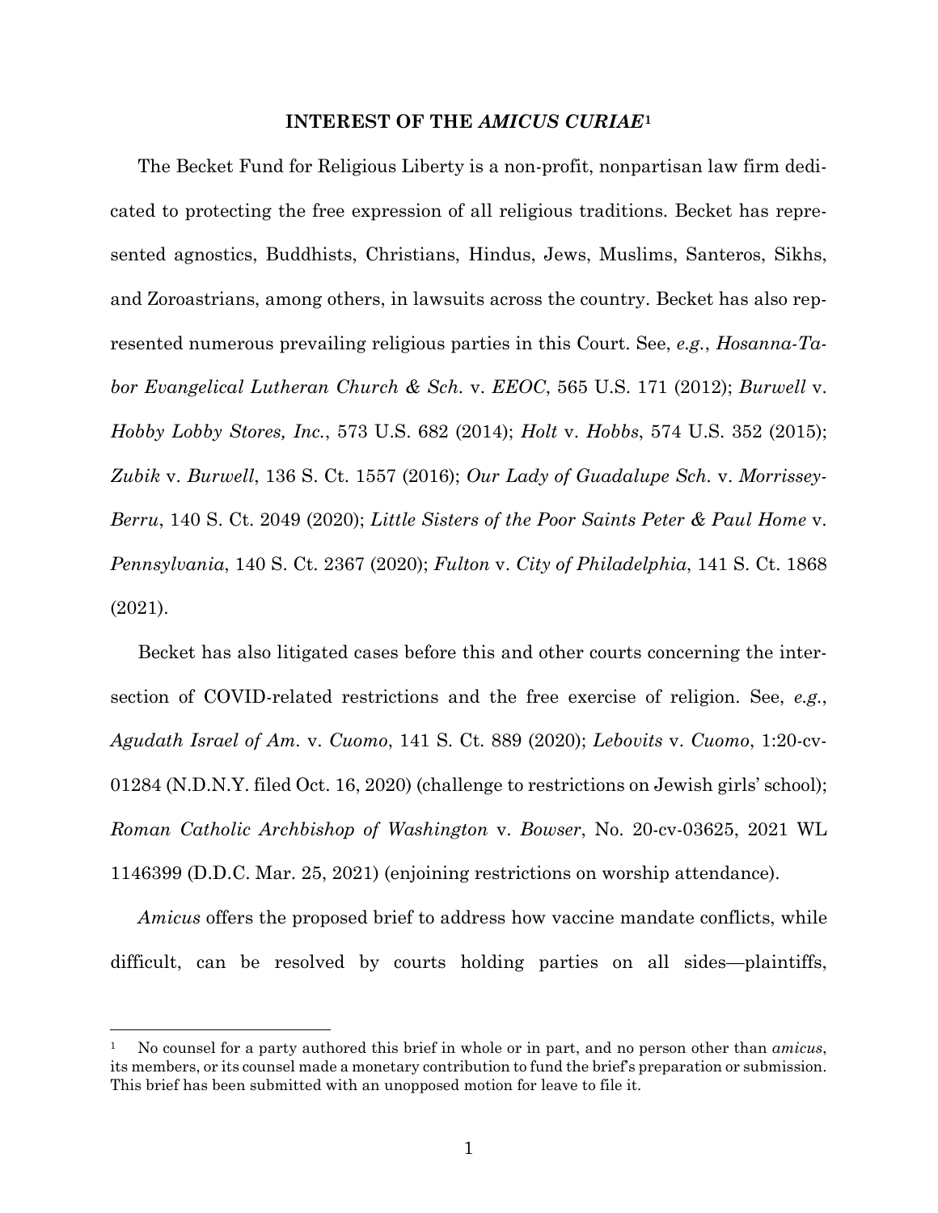## INTEREST OF THE *AMICUS CURIAE*[1]

The Becket Fund for Religious Liberty is a non-profit, nonpartisan law firm dedicated to protecting the free expression of all religious traditions. Becket has represented agnostics, Buddhists, Christians, Hindus, Jews, Muslims, Santeros, Sikhs, and Zoroastrians, among others, in lawsuits across the country. Becket has also represented numerous prevailing religious parties in this Court. See, *e.g.*, *Hosanna-Tabor Evangelical Lutheran Church & Sch.* v. *EEOC*, 565 U.S. 171 (2012); *Burwell* v. *Hobby Lobby Stores, Inc.*, 573 U.S. 682 (2014); *Holt* v. *Hobbs*, 574 U.S. 352 (2015); *Zubik* v. *Burwell*, 136 S. Ct. 1557 (2016); *Our Lady of Guadalupe Sch.* v. *Morrissey-Berru*, 140 S. Ct. 2049 (2020); *Little Sisters of the Poor Saints Peter & Paul Home* v. *Pennsylvania*, 140 S. Ct. 2367 (2020); *Fulton* v. *City of Philadelphia*, 141 S. Ct. 1868 (2021).

Becket has also litigated cases before this and other courts concerning the intersection of COVID-related restrictions and the free exercise of religion. See, *e.g.*, *Agudath Israel of Am.* v. *Cuomo*, 141 S. Ct. 889 (2020); *Lebovits* v. *Cuomo*, 1:20-cv-01284 (N.D.N.Y. filed Oct. 16, 2020) (challenge to restrictions on Jewish girls' school); *Roman Catholic Archbishop of Washington* v. *Bowser*, No. 20-cv-03625, 2021 WL 1146399 (D.D.C. Mar. 25, 2021) (enjoining restrictions on worship attendance).

*Amicus* offers the proposed brief to address how vaccine mandate conflicts, while difficult, can be resolved by courts holding parties on all sides—plaintiffs,

[1] No counsel for a party authored this brief in whole or in part, and no person other than *amicus*, its members, or its counsel made a monetary contribution to fund the brief's preparation or submission. This brief has been submitted with an unopposed motion for leave to file it.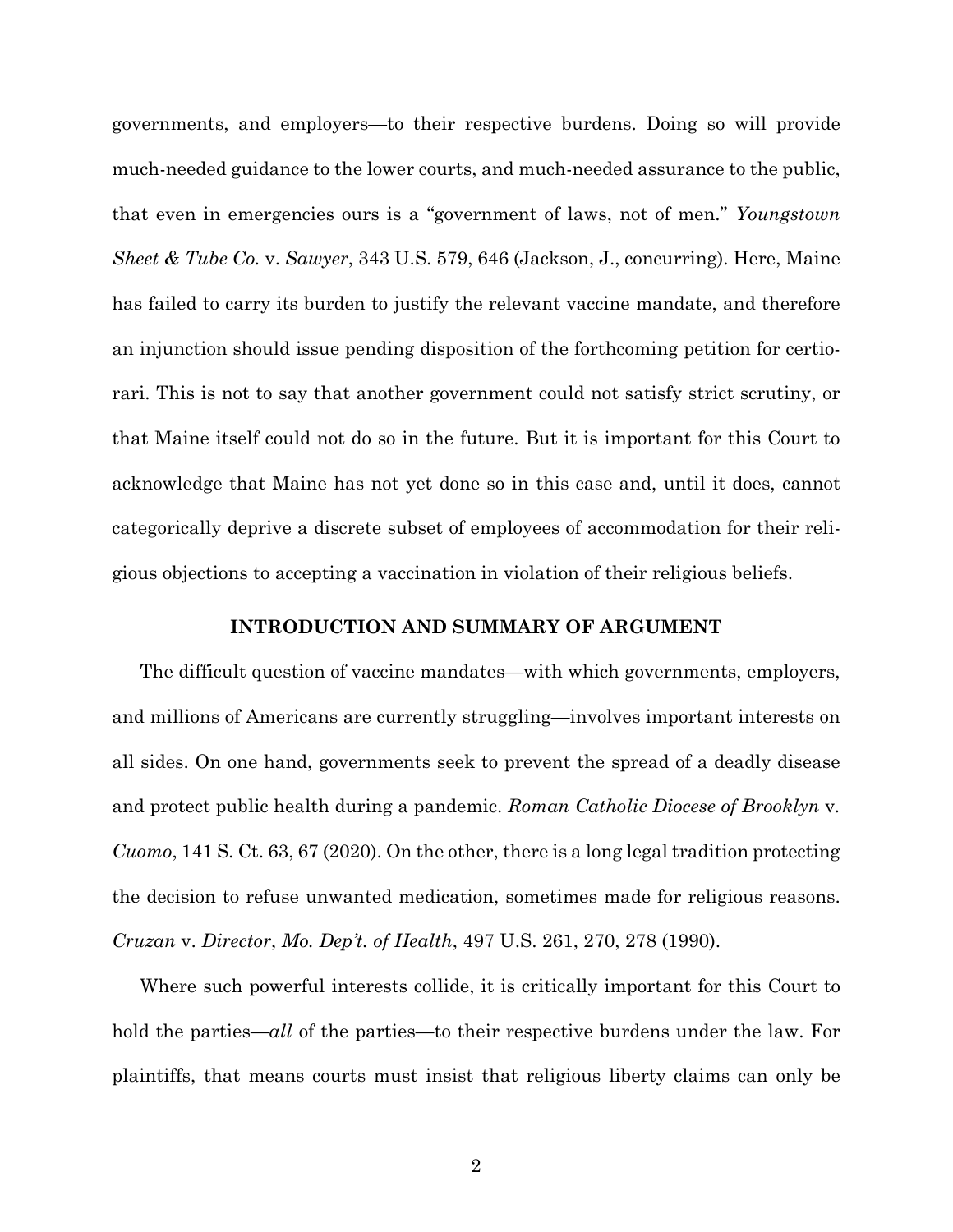governments, and employers—to their respective burdens. Doing so will provide much-needed guidance to the lower courts, and much-needed assurance to the public, that even in emergencies ours is a "government of laws, not of men." *Youngstown Sheet & Tube Co.* v. *Sawyer*, 343 U.S. 579, 646 (Jackson, J., concurring). Here, Maine has failed to carry its burden to justify the relevant vaccine mandate, and therefore an injunction should issue pending disposition of the forthcoming petition for certiorari. This is not to say that another government could not satisfy strict scrutiny, or that Maine itself could not do so in the future. But it is important for this Court to acknowledge that Maine has not yet done so in this case and, until it does, cannot categorically deprive a discrete subset of employees of accommodation for their religious objections to accepting a vaccination in violation of their religious beliefs.

## INTRODUCTION AND SUMMARY OF ARGUMENT

The difficult question of vaccine mandates—with which governments, employers, and millions of Americans are currently struggling—involves important interests on all sides. On one hand, governments seek to prevent the spread of a deadly disease and protect public health during a pandemic. *Roman Catholic Diocese of Brooklyn* v. *Cuomo*, 141 S. Ct. 63, 67 (2020). On the other, there is a long legal tradition protecting the decision to refuse unwanted medication, sometimes made for religious reasons. *Cruzan* v. *Director*, *Mo. Dep't. of Health*, 497 U.S. 261, 270, 278 (1990).

Where such powerful interests collide, it is critically important for this Court to hold the parties—*all* of the parties—to their respective burdens under the law. For plaintiffs, that means courts must insist that religious liberty claims can only be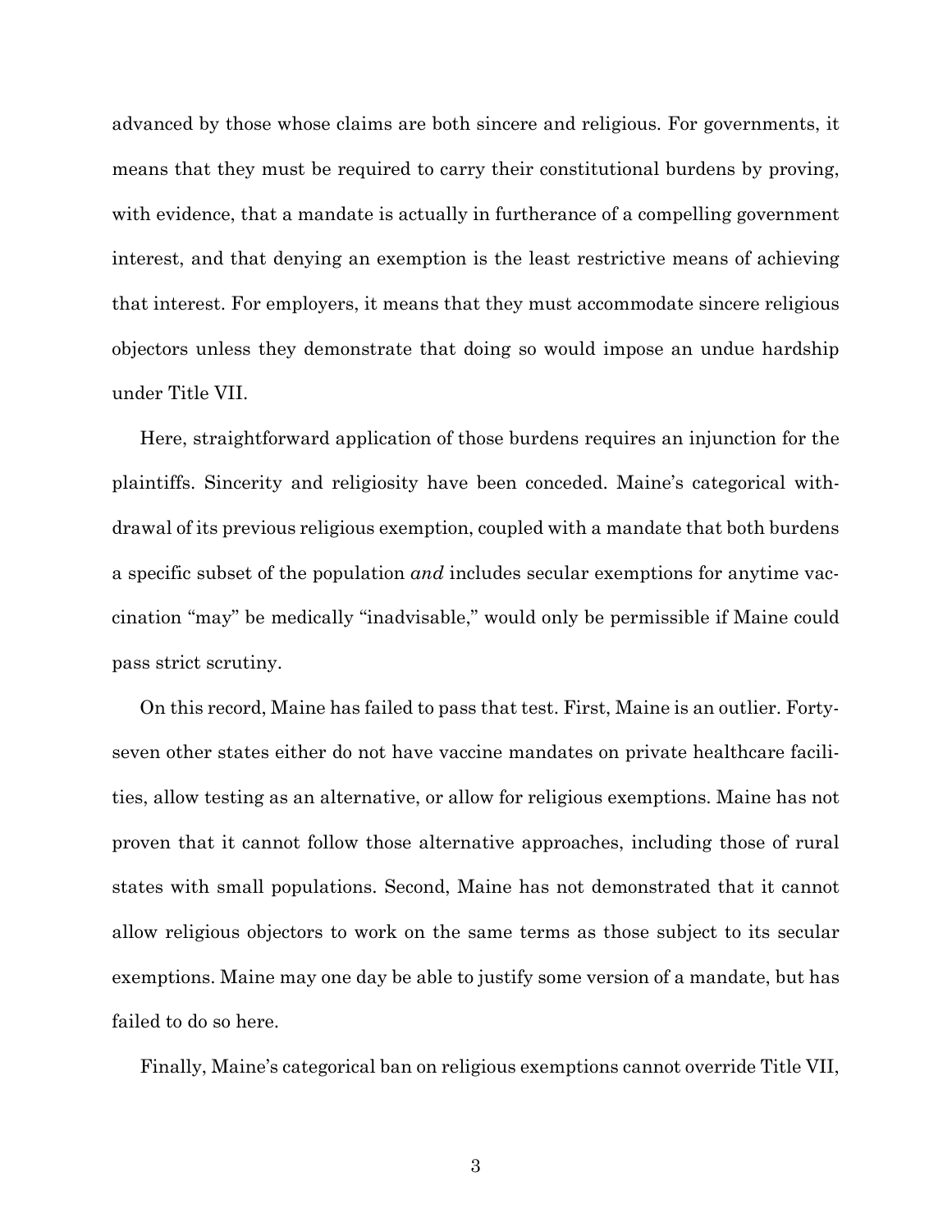advanced by those whose claims are both sincere and religious. For governments, it means that they must be required to carry their constitutional burdens by proving, with evidence, that a mandate is actually in furtherance of a compelling government interest, and that denying an exemption is the least restrictive means of achieving that interest. For employers, it means that they must accommodate sincere religious objectors unless they demonstrate that doing so would impose an undue hardship under Title VII.

Here, straightforward application of those burdens requires an injunction for the plaintiffs. Sincerity and religiosity have been conceded. Maine's categorical withdrawal of its previous religious exemption, coupled with a mandate that both burdens a specific subset of the population *and* includes secular exemptions for anytime vaccination "may" be medically "inadvisable," would only be permissible if Maine could pass strict scrutiny.

On this record, Maine has failed to pass that test. First, Maine is an outlier. Forty-seven other states either do not have vaccine mandates on private healthcare facilities, allow testing as an alternative, or allow for religious exemptions. Maine has not proven that it cannot follow those alternative approaches, including those of rural states with small populations. Second, Maine has not demonstrated that it cannot allow religious objectors to work on the same terms as those subject to its secular exemptions. Maine may one day be able to justify some version of a mandate, but has failed to do so here.

Finally, Maine's categorical ban on religious exemptions cannot override Title VII,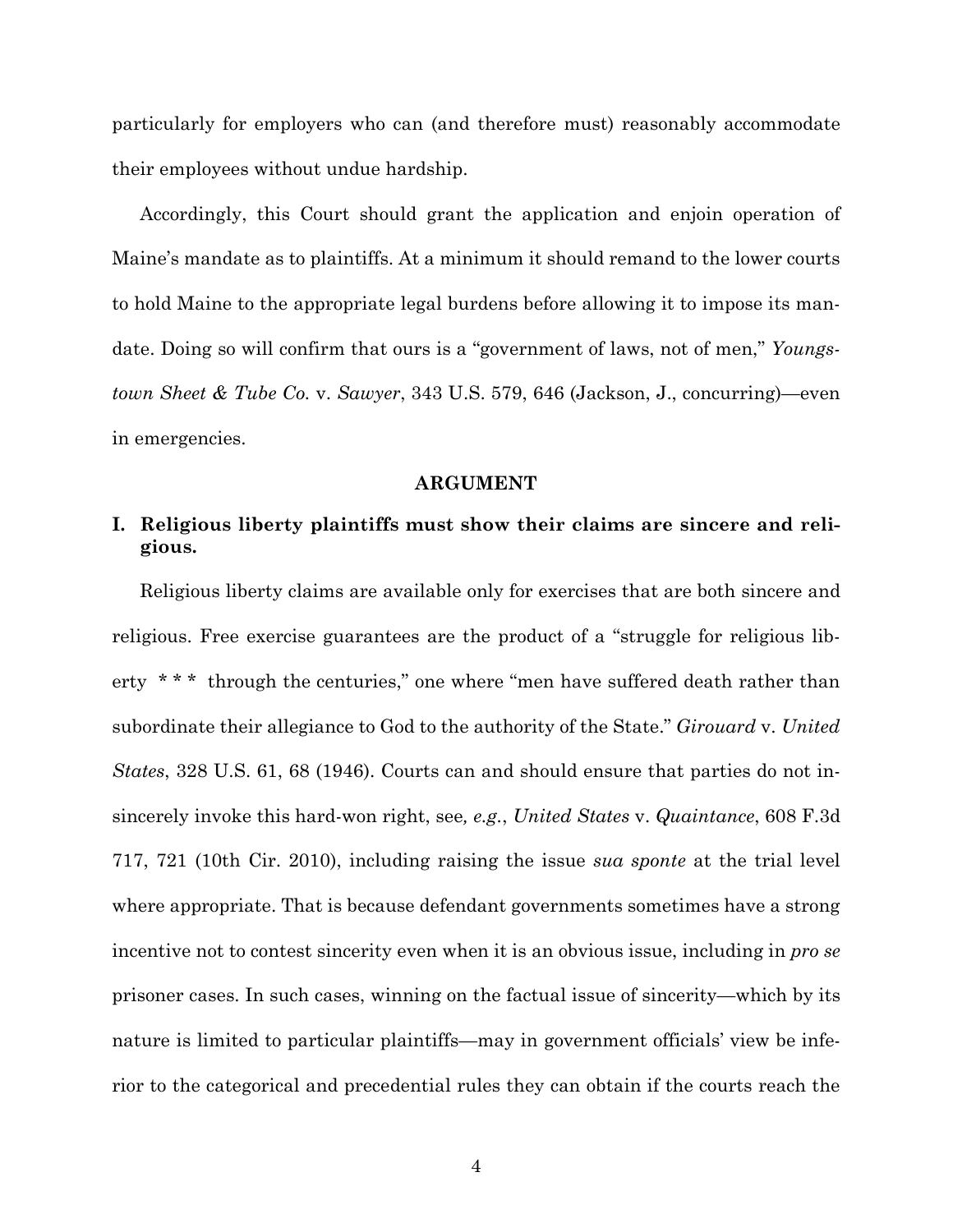particularly for employers who can (and therefore must) reasonably accommodate their employees without undue hardship.

Accordingly, this Court should grant the application and enjoin operation of Maine's mandate as to plaintiffs. At a minimum it should remand to the lower courts to hold Maine to the appropriate legal burdens before allowing it to impose its mandate. Doing so will confirm that ours is a "government of laws, not of men," *Youngstown Sheet & Tube Co.* v. *Sawyer*, 343 U.S. 579, 646 (Jackson, J., concurring)—even in emergencies.

## ARGUMENT

### I. Religious liberty plaintiffs must show their claims are sincere and religious.

Religious liberty claims are available only for exercises that are both sincere and religious. Free exercise guarantees are the product of a "struggle for religious liberty * * * through the centuries," one where "men have suffered death rather than subordinate their allegiance to God to the authority of the State." *Girouard* v. *United States*, 328 U.S. 61, 68 (1946). Courts can and should ensure that parties do not insincerely invoke this hard-won right, see*, e.g.*, *United States* v. *Quaintance*, 608 F.3d 717, 721 (10th Cir. 2010), including raising the issue *sua sponte* at the trial level where appropriate. That is because defendant governments sometimes have a strong incentive not to contest sincerity even when it is an obvious issue, including in *pro se* prisoner cases. In such cases, winning on the factual issue of sincerity—which by its nature is limited to particular plaintiffs—may in government officials' view be inferior to the categorical and precedential rules they can obtain if the courts reach the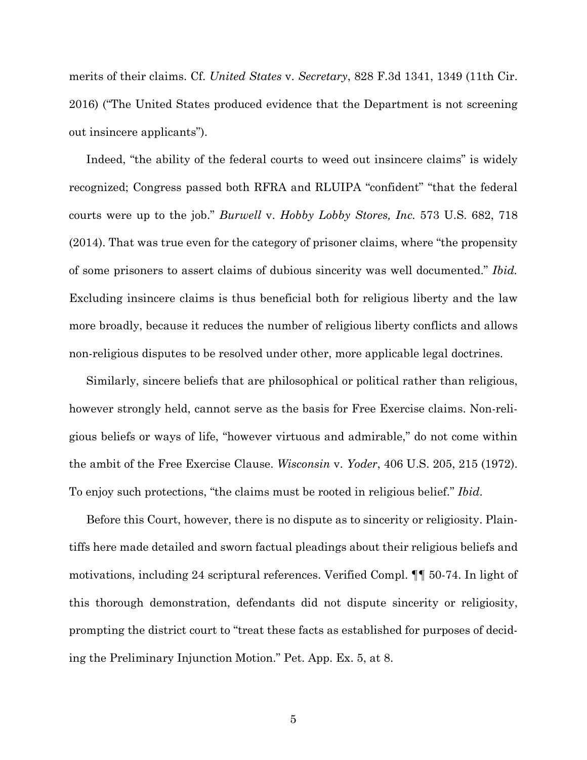merits of their claims. Cf. *United States* v. *Secretary*, 828 F.3d 1341, 1349 (11th Cir. 2016) ("The United States produced evidence that the Department is not screening out insincere applicants").

Indeed, "the ability of the federal courts to weed out insincere claims" is widely recognized; Congress passed both RFRA and RLUIPA "confident" "that the federal courts were up to the job." *Burwell* v. *Hobby Lobby Stores, Inc.* 573 U.S. 682, 718 (2014). That was true even for the category of prisoner claims, where "the propensity of some prisoners to assert claims of dubious sincerity was well documented." *Ibid.* Excluding insincere claims is thus beneficial both for religious liberty and the law more broadly, because it reduces the number of religious liberty conflicts and allows non-religious disputes to be resolved under other, more applicable legal doctrines.

Similarly, sincere beliefs that are philosophical or political rather than religious, however strongly held, cannot serve as the basis for Free Exercise claims. Non-religious beliefs or ways of life, "however virtuous and admirable," do not come within the ambit of the Free Exercise Clause. *Wisconsin* v. *Yoder*, 406 U.S. 205, 215 (1972). To enjoy such protections, "the claims must be rooted in religious belief." *Ibid*.

Before this Court, however, there is no dispute as to sincerity or religiosity. Plaintiffs here made detailed and sworn factual pleadings about their religious beliefs and motivations, including 24 scriptural references. Verified Compl. ¶¶ 50-74. In light of this thorough demonstration, defendants did not dispute sincerity or religiosity, prompting the district court to "treat these facts as established for purposes of deciding the Preliminary Injunction Motion." Pet. App. Ex. 5, at 8.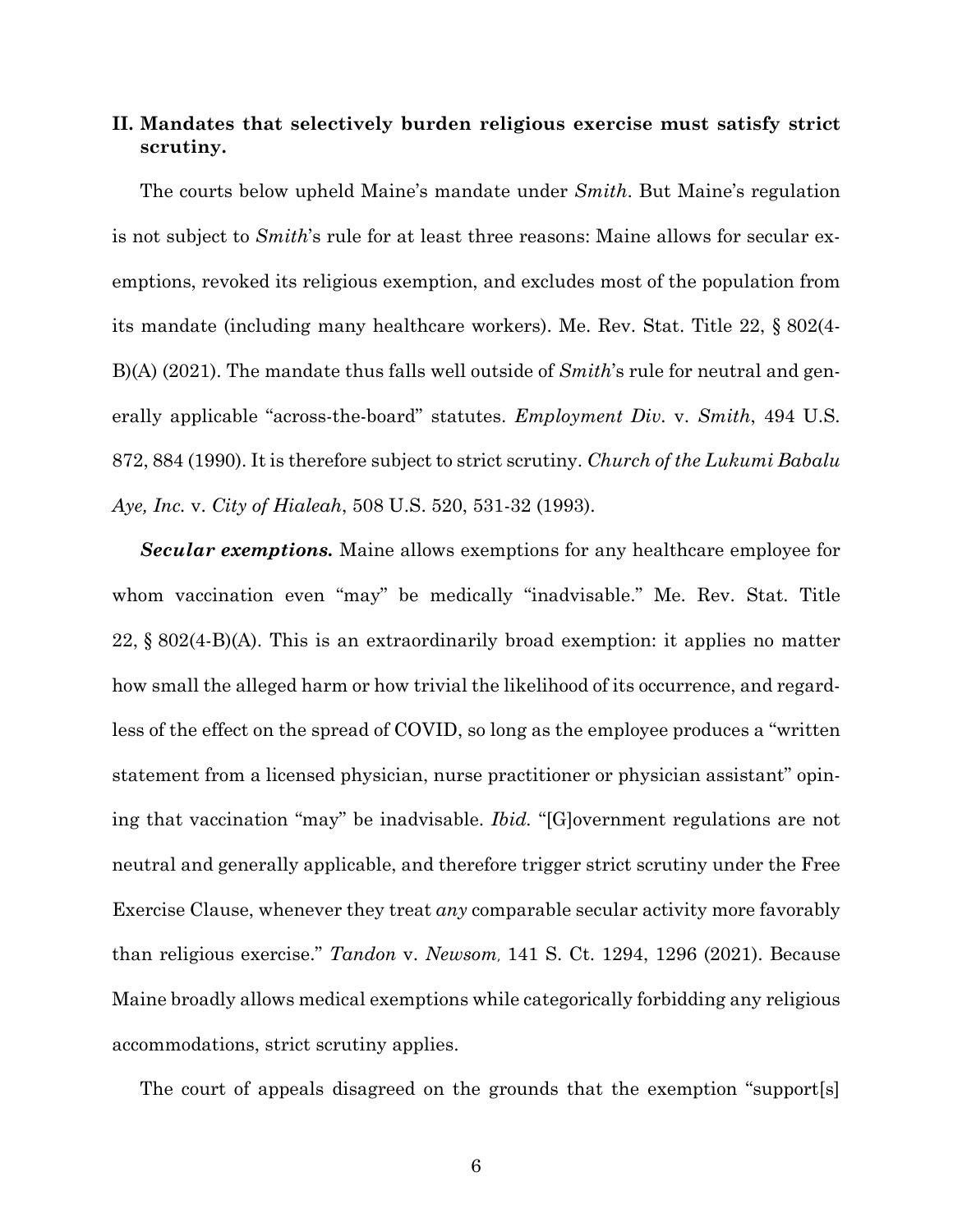## II. Mandates that selectively burden religious exercise must satisfy strict scrutiny.

The courts below upheld Maine's mandate under *Smith*. But Maine's regulation is not subject to *Smith*'s rule for at least three reasons: Maine allows for secular exemptions, revoked its religious exemption, and excludes most of the population from its mandate (including many healthcare workers). Me. Rev. Stat. Title 22, § 802(4-B)(A) (2021). The mandate thus falls well outside of *Smith*'s rule for neutral and generally applicable "across-the-board" statutes. *Employment Div.* v. *Smith*, 494 U.S. 872, 884 (1990). It is therefore subject to strict scrutiny. *Church of the Lukumi Babalu Aye, Inc.* v. *City of Hialeah*, 508 U.S. 520, 531-32 (1993).

***Secular exemptions.*** Maine allows exemptions for any healthcare employee for whom vaccination even "may" be medically "inadvisable." Me. Rev. Stat. Title 22, § 802(4-B)(A). This is an extraordinarily broad exemption: it applies no matter how small the alleged harm or how trivial the likelihood of its occurrence, and regardless of the effect on the spread of COVID, so long as the employee produces a "written statement from a licensed physician, nurse practitioner or physician assistant" opining that vaccination "may" be inadvisable. *Ibid.* "[G]overnment regulations are not neutral and generally applicable, and therefore trigger strict scrutiny under the Free Exercise Clause, whenever they treat *any* comparable secular activity more favorably than religious exercise." *Tandon* v. *Newsom*, 141 S. Ct. 1294, 1296 (2021). Because Maine broadly allows medical exemptions while categorically forbidding any religious accommodations, strict scrutiny applies.

The court of appeals disagreed on the grounds that the exemption "support[s]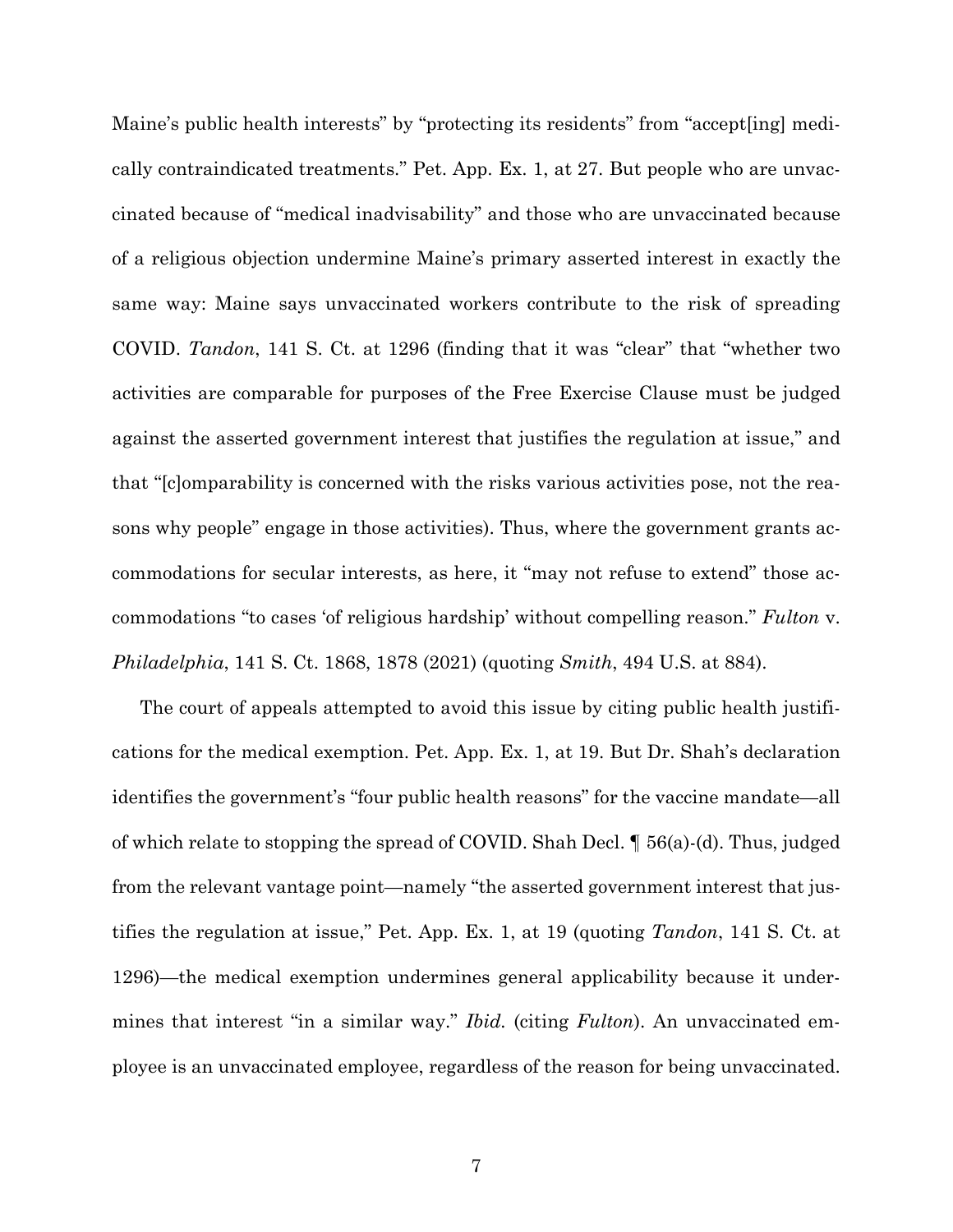Maine's public health interests" by "protecting its residents" from "accept[ing] medically contraindicated treatments." Pet. App. Ex. 1, at 27. But people who are unvaccinated because of "medical inadvisability" and those who are unvaccinated because of a religious objection undermine Maine's primary asserted interest in exactly the same way: Maine says unvaccinated workers contribute to the risk of spreading COVID. *Tandon*, 141 S. Ct. at 1296 (finding that it was "clear" that "whether two activities are comparable for purposes of the Free Exercise Clause must be judged against the asserted government interest that justifies the regulation at issue," and that "[c]omparability is concerned with the risks various activities pose, not the reasons why people" engage in those activities). Thus, where the government grants accommodations for secular interests, as here, it "may not refuse to extend" those accommodations "to cases 'of religious hardship' without compelling reason." *Fulton* v. *Philadelphia*, 141 S. Ct. 1868, 1878 (2021) (quoting *Smith*, 494 U.S. at 884).

The court of appeals attempted to avoid this issue by citing public health justifications for the medical exemption. Pet. App. Ex. 1, at 19. But Dr. Shah's declaration identifies the government's "four public health reasons" for the vaccine mandate—all of which relate to stopping the spread of COVID. Shah Decl. ¶ 56(a)-(d). Thus, judged from the relevant vantage point—namely "the asserted government interest that justifies the regulation at issue," Pet. App. Ex. 1, at 19 (quoting *Tandon*, 141 S. Ct. at 1296)—the medical exemption undermines general applicability because it undermines that interest "in a similar way." *Ibid.* (citing *Fulton*). An unvaccinated employee is an unvaccinated employee, regardless of the reason for being unvaccinated.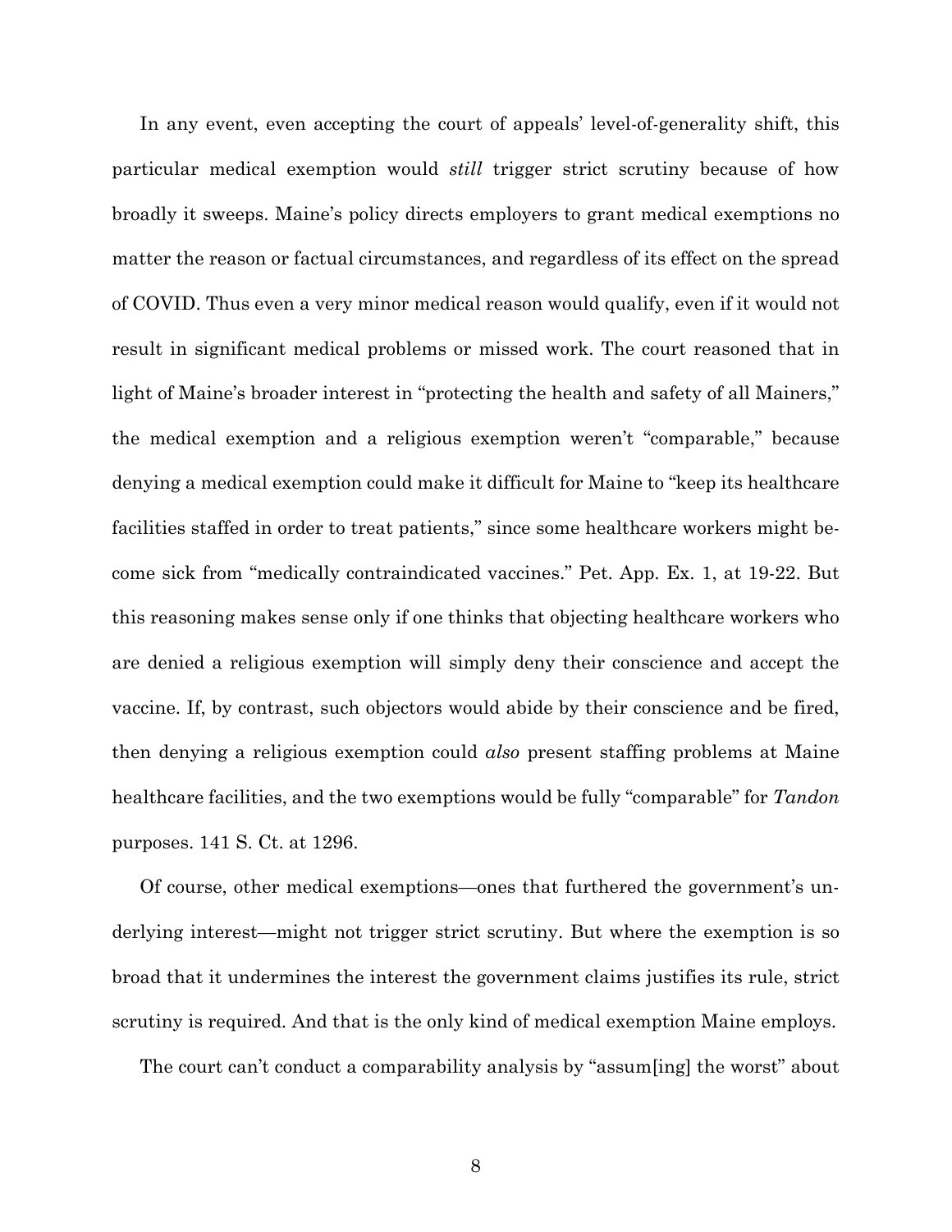In any event, even accepting the court of appeals' level-of-generality shift, this particular medical exemption would *still* trigger strict scrutiny because of how broadly it sweeps. Maine's policy directs employers to grant medical exemptions no matter the reason or factual circumstances, and regardless of its effect on the spread of COVID. Thus even a very minor medical reason would qualify, even if it would not result in significant medical problems or missed work. The court reasoned that in light of Maine's broader interest in "protecting the health and safety of all Mainers," the medical exemption and a religious exemption weren't "comparable," because denying a medical exemption could make it difficult for Maine to "keep its healthcare facilities staffed in order to treat patients," since some healthcare workers might become sick from "medically contraindicated vaccines." Pet. App. Ex. 1, at 19-22. But this reasoning makes sense only if one thinks that objecting healthcare workers who are denied a religious exemption will simply deny their conscience and accept the vaccine. If, by contrast, such objectors would abide by their conscience and be fired, then denying a religious exemption could *also* present staffing problems at Maine healthcare facilities, and the two exemptions would be fully "comparable" for *Tandon* purposes. 141 S. Ct. at 1296.

Of course, other medical exemptions—ones that furthered the government's underlying interest—might not trigger strict scrutiny. But where the exemption is so broad that it undermines the interest the government claims justifies its rule, strict scrutiny is required. And that is the only kind of medical exemption Maine employs.

The court can't conduct a comparability analysis by "assum[ing] the worst" about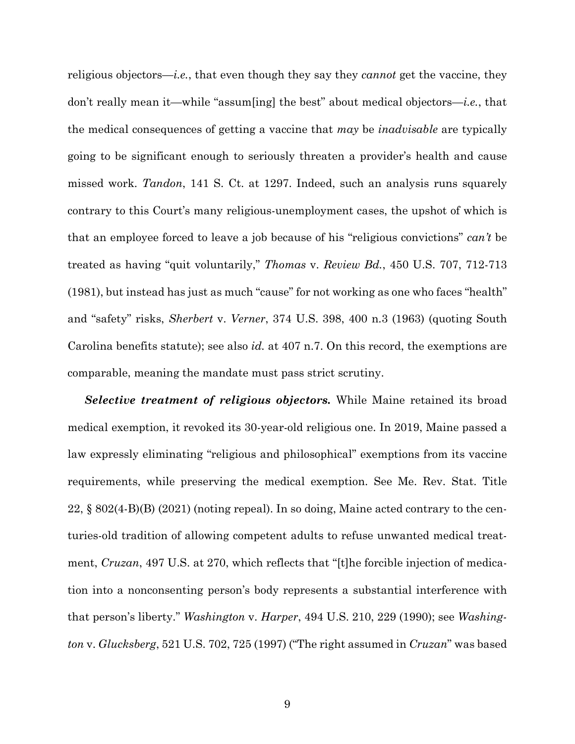religious objectors—*i.e.*, that even though they say they *cannot* get the vaccine, they don't really mean it—while "assum[ing] the best" about medical objectors—*i.e.*, that the medical consequences of getting a vaccine that *may* be *inadvisable* are typically going to be significant enough to seriously threaten a provider's health and cause missed work. *Tandon*, 141 S. Ct. at 1297. Indeed, such an analysis runs squarely contrary to this Court's many religious-unemployment cases, the upshot of which is that an employee forced to leave a job because of his "religious convictions" *can't* be treated as having "quit voluntarily," *Thomas* v. *Review Bd.*, 450 U.S. 707, 712-713 (1981), but instead has just as much "cause" for not working as one who faces "health" and "safety" risks, *Sherbert* v. *Verner*, 374 U.S. 398, 400 n.3 (1963) (quoting South Carolina benefits statute); see also *id.* at 407 n.7. On this record, the exemptions are comparable, meaning the mandate must pass strict scrutiny.

***Selective treatment of religious objectors.*** While Maine retained its broad medical exemption, it revoked its 30-year-old religious one. In 2019, Maine passed a law expressly eliminating "religious and philosophical" exemptions from its vaccine requirements, while preserving the medical exemption. See Me. Rev. Stat. Title 22, § 802(4-B)(B) (2021) (noting repeal). In so doing, Maine acted contrary to the centuries-old tradition of allowing competent adults to refuse unwanted medical treatment, *Cruzan*, 497 U.S. at 270, which reflects that "[t]he forcible injection of medication into a nonconsenting person's body represents a substantial interference with that person's liberty." *Washington* v. *Harper*, 494 U.S. 210, 229 (1990); see *Washington* v. *Glucksberg*, 521 U.S. 702, 725 (1997) ("The right assumed in *Cruzan*" was based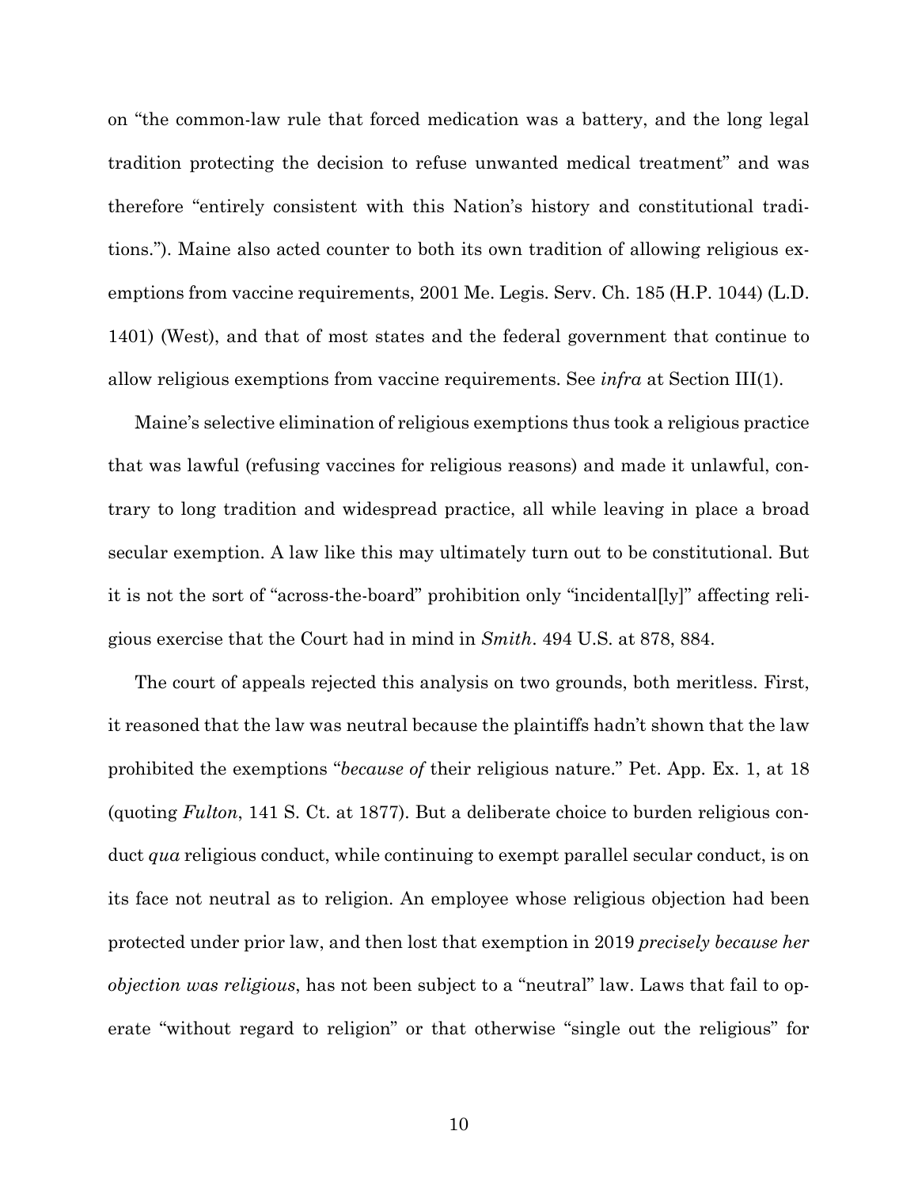on "the common-law rule that forced medication was a battery, and the long legal tradition protecting the decision to refuse unwanted medical treatment" and was therefore "entirely consistent with this Nation's history and constitutional traditions."). Maine also acted counter to both its own tradition of allowing religious exemptions from vaccine requirements, 2001 Me. Legis. Serv. Ch. 185 (H.P. 1044) (L.D. 1401) (West), and that of most states and the federal government that continue to allow religious exemptions from vaccine requirements. See *infra* at Section III(1).

Maine's selective elimination of religious exemptions thus took a religious practice that was lawful (refusing vaccines for religious reasons) and made it unlawful, contrary to long tradition and widespread practice, all while leaving in place a broad secular exemption. A law like this may ultimately turn out to be constitutional. But it is not the sort of "across-the-board" prohibition only "incidental[ly]" affecting religious exercise that the Court had in mind in *Smith*. 494 U.S. at 878, 884.

The court of appeals rejected this analysis on two grounds, both meritless. First, it reasoned that the law was neutral because the plaintiffs hadn't shown that the law prohibited the exemptions "*because of* their religious nature." Pet. App. Ex. 1, at 18 (quoting *Fulton*, 141 S. Ct. at 1877). But a deliberate choice to burden religious conduct *qua* religious conduct, while continuing to exempt parallel secular conduct, is on its face not neutral as to religion. An employee whose religious objection had been protected under prior law, and then lost that exemption in 2019 *precisely because her objection was religious*, has not been subject to a "neutral" law. Laws that fail to operate "without regard to religion" or that otherwise "single out the religious" for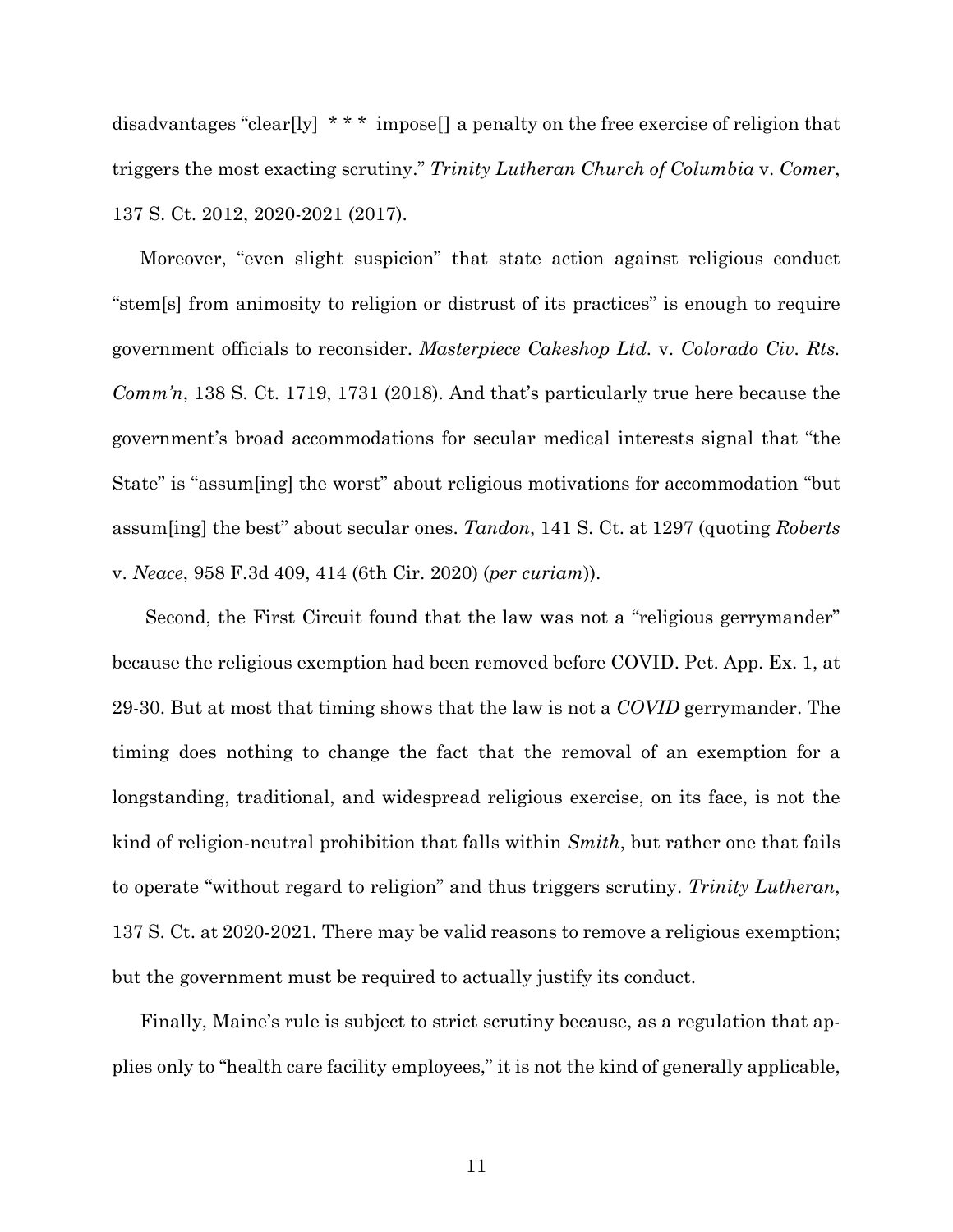disadvantages "clear[ly] * * * impose[] a penalty on the free exercise of religion that triggers the most exacting scrutiny." *Trinity Lutheran Church of Columbia* v. *Comer*, 137 S. Ct. 2012, 2020-2021 (2017).

Moreover, "even slight suspicion" that state action against religious conduct "stem[s] from animosity to religion or distrust of its practices" is enough to require government officials to reconsider. *Masterpiece Cakeshop Ltd.* v. *Colorado Civ. Rts. Comm'n*, 138 S. Ct. 1719, 1731 (2018). And that's particularly true here because the government's broad accommodations for secular medical interests signal that "the State" is "assum[ing] the worst" about religious motivations for accommodation "but assum[ing] the best" about secular ones. *Tandon*, 141 S. Ct. at 1297 (quoting *Roberts* v. *Neace*, 958 F.3d 409, 414 (6th Cir. 2020) (*per curiam*)).

Second, the First Circuit found that the law was not a "religious gerrymander" because the religious exemption had been removed before COVID. Pet. App. Ex. 1, at 29-30. But at most that timing shows that the law is not a *COVID* gerrymander. The timing does nothing to change the fact that the removal of an exemption for a longstanding, traditional, and widespread religious exercise, on its face, is not the kind of religion-neutral prohibition that falls within *Smith*, but rather one that fails to operate "without regard to religion" and thus triggers scrutiny. *Trinity Lutheran*, 137 S. Ct. at 2020-2021. There may be valid reasons to remove a religious exemption; but the government must be required to actually justify its conduct.

Finally, Maine's rule is subject to strict scrutiny because, as a regulation that applies only to "health care facility employees," it is not the kind of generally applicable,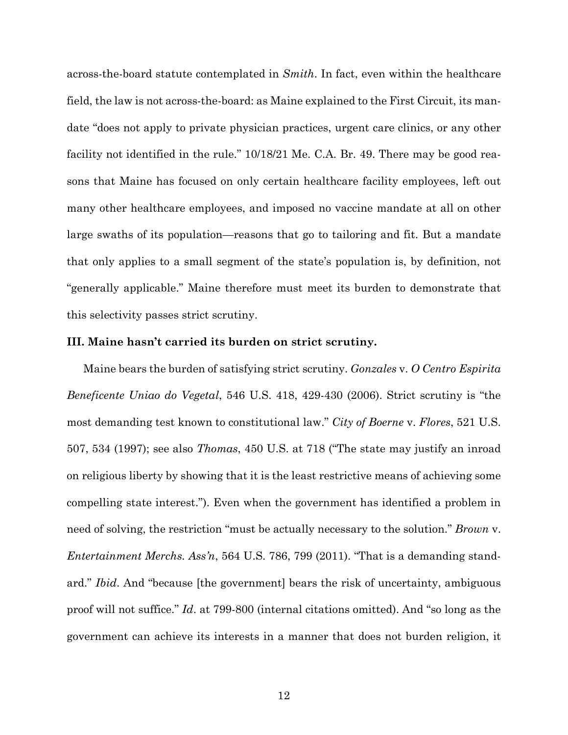across-the-board statute contemplated in *Smith*. In fact, even within the healthcare field, the law is not across-the-board: as Maine explained to the First Circuit, its mandate "does not apply to private physician practices, urgent care clinics, or any other facility not identified in the rule." 10/18/21 Me. C.A. Br. 49. There may be good reasons that Maine has focused on only certain healthcare facility employees, left out many other healthcare employees, and imposed no vaccine mandate at all on other large swaths of its population—reasons that go to tailoring and fit. But a mandate that only applies to a small segment of the state's population is, by definition, not "generally applicable." Maine therefore must meet its burden to demonstrate that this selectivity passes strict scrutiny.

**III. Maine hasn't carried its burden on strict scrutiny.**

Maine bears the burden of satisfying strict scrutiny. *Gonzales* v. *O Centro Espirita Beneficente Uniao do Vegetal*, 546 U.S. 418, 429-430 (2006). Strict scrutiny is "the most demanding test known to constitutional law." *City of Boerne* v. *Flores*, 521 U.S. 507, 534 (1997); see also *Thomas*, 450 U.S. at 718 ("The state may justify an inroad on religious liberty by showing that it is the least restrictive means of achieving some compelling state interest."). Even when the government has identified a problem in need of solving, the restriction "must be actually necessary to the solution." *Brown* v. *Entertainment Merchs. Ass'n*, 564 U.S. 786, 799 (2011). "That is a demanding standard." *Ibid*. And "because [the government] bears the risk of uncertainty, ambiguous proof will not suffice." *Id*. at 799-800 (internal citations omitted). And "so long as the government can achieve its interests in a manner that does not burden religion, it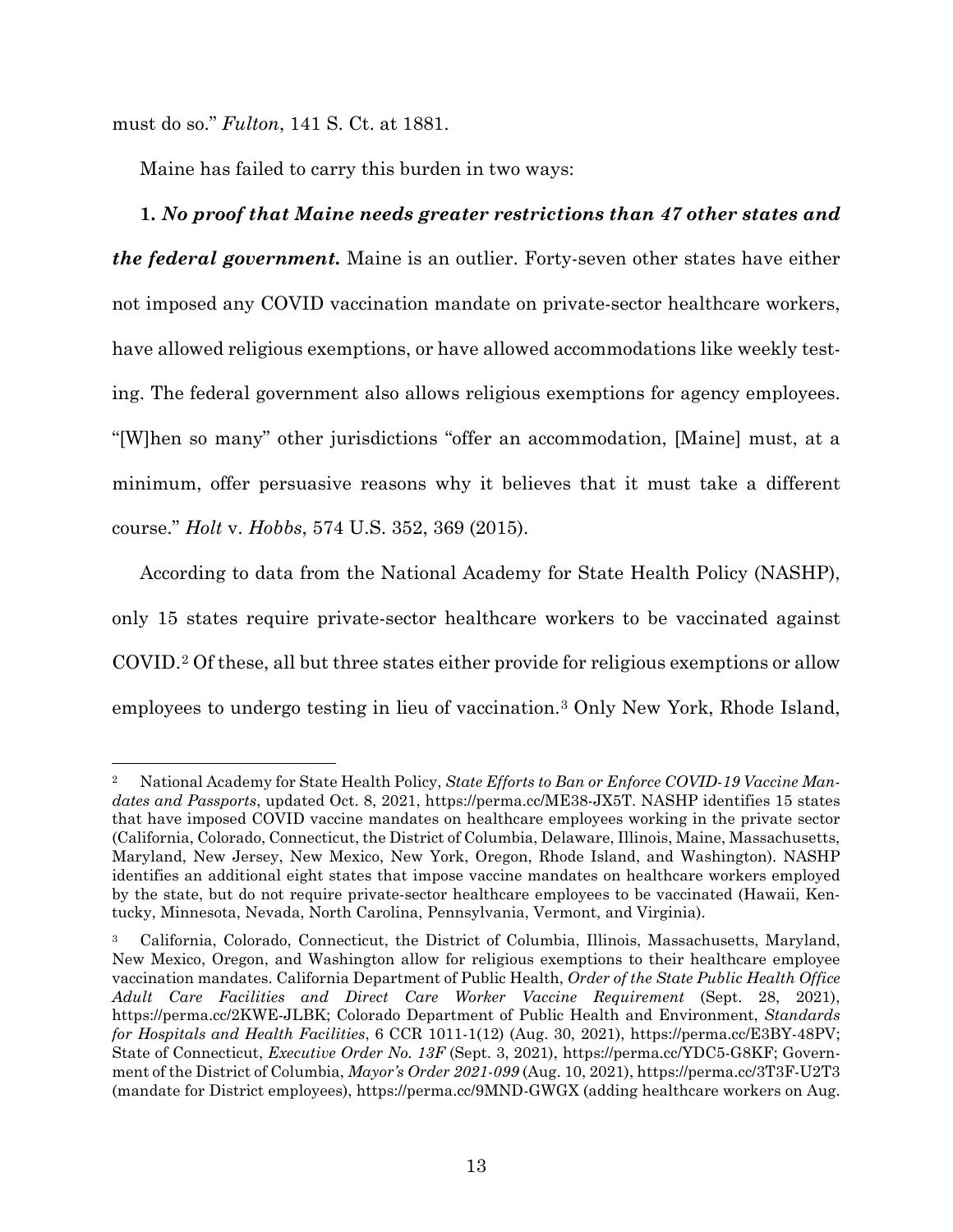must do so." *Fulton*, 141 S. Ct. at 1881.

Maine has failed to carry this burden in two ways:

**1.** ***No proof that Maine needs greater restrictions than 47 other states and the federal government.*** Maine is an outlier. Forty-seven other states have either not imposed any COVID vaccination mandate on private-sector healthcare workers, have allowed religious exemptions, or have allowed accommodations like weekly testing. The federal government also allows religious exemptions for agency employees. "[W]hen so many" other jurisdictions "offer an accommodation, [Maine] must, at a minimum, offer persuasive reasons why it believes that it must take a different course." *Holt* v. *Hobbs*, 574 U.S. 352, 369 (2015).

According to data from the National Academy for State Health Policy (NASHP), only 15 states require private-sector healthcare workers to be vaccinated against COVID.[2] Of these, all but three states either provide for religious exemptions or allow employees to undergo testing in lieu of vaccination.[3] Only New York, Rhode Island,

---

[2] National Academy for State Health Policy, *State Efforts to Ban or Enforce COVID-19 Vaccine Mandates and Passports*, updated Oct. 8, 2021, https://perma.cc/ME38-JX5T. NASHP identifies 15 states that have imposed COVID vaccine mandates on healthcare employees working in the private sector (California, Colorado, Connecticut, the District of Columbia, Delaware, Illinois, Maine, Massachusetts, Maryland, New Jersey, New Mexico, New York, Oregon, Rhode Island, and Washington). NASHP identifies an additional eight states that impose vaccine mandates on healthcare workers employed by the state, but do not require private-sector healthcare employees to be vaccinated (Hawaii, Kentucky, Minnesota, Nevada, North Carolina, Pennsylvania, Vermont, and Virginia).

[3] California, Colorado, Connecticut, the District of Columbia, Illinois, Massachusetts, Maryland, New Mexico, Oregon, and Washington allow for religious exemptions to their healthcare employee vaccination mandates. California Department of Public Health, *Order of the State Public Health Office Adult Care Facilities and Direct Care Worker Vaccine Requirement* (Sept. 28, 2021), https://perma.cc/2KWE-JLBK; Colorado Department of Public Health and Environment, *Standards for Hospitals and Health Facilities*, 6 CCR 1011-1(12) (Aug. 30, 2021), https://perma.cc/E3BY-48PV; State of Connecticut, *Executive Order No. 13F* (Sept. 3, 2021), https://perma.cc/YDC5-G8KF; Government of the District of Columbia, *Mayor's Order 2021-099* (Aug. 10, 2021), https://perma.cc/3T3F-U2T3 (mandate for District employees), https://perma.cc/9MND-GWGX (adding healthcare workers on Aug.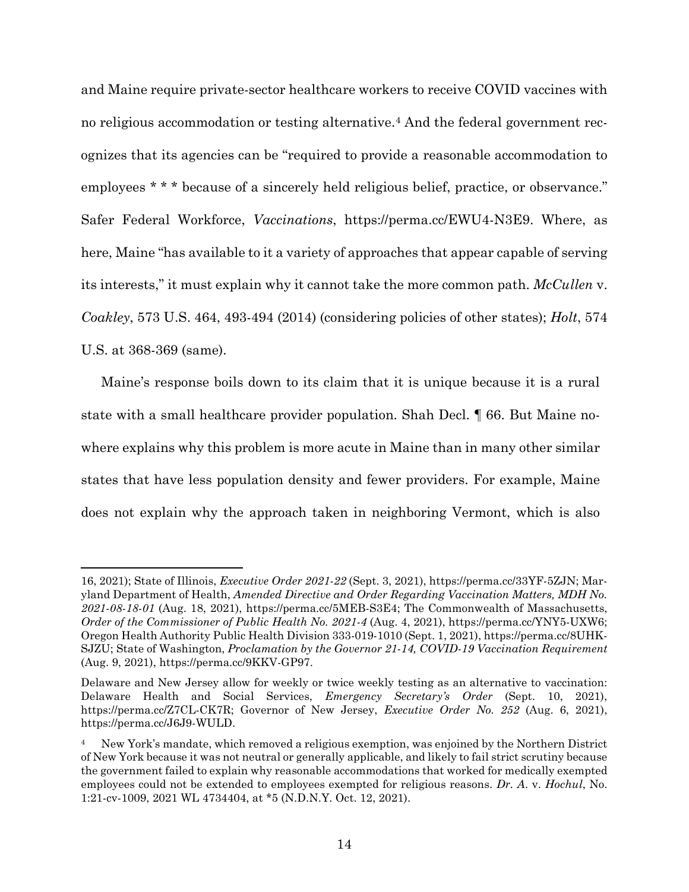and Maine require private-sector healthcare workers to receive COVID vaccines with no religious accommodation or testing alternative.[4] And the federal government recognizes that its agencies can be "required to provide a reasonable accommodation to employees * * * because of a sincerely held religious belief, practice, or observance." Safer Federal Workforce, *Vaccinations*, https://perma.cc/EWU4-N3E9. Where, as here, Maine "has available to it a variety of approaches that appear capable of serving its interests," it must explain why it cannot take the more common path. *McCullen* v. *Coakley*, 573 U.S. 464, 493-494 (2014) (considering policies of other states); *Holt*, 574 U.S. at 368-369 (same).

Maine's response boils down to its claim that it is unique because it is a rural state with a small healthcare provider population. Shah Decl. ¶ 66. But Maine nowhere explains why this problem is more acute in Maine than in many other similar states that have less population density and fewer providers. For example, Maine does not explain why the approach taken in neighboring Vermont, which is also

---

16, 2021); State of Illinois, *Executive Order 2021-22* (Sept. 3, 2021), https://perma.cc/33YF-5ZJN; Maryland Department of Health, *Amended Directive and Order Regarding Vaccination Matters, MDH No. 2021-08-18-01* (Aug. 18, 2021), https://perma.cc/5MEB-S3E4; The Commonwealth of Massachusetts, *Order of the Commissioner of Public Health No. 2021-4* (Aug. 4, 2021), https://perma.cc/YNY5-UXW6; Oregon Health Authority Public Health Division 333-019-1010 (Sept. 1, 2021), https://perma.cc/8UHK-SJZU; State of Washington, *Proclamation by the Governor 21-14, COVID-19 Vaccination Requirement* (Aug. 9, 2021), https://perma.cc/9KKV-GP97.

Delaware and New Jersey allow for weekly or twice weekly testing as an alternative to vaccination: Delaware Health and Social Services, *Emergency Secretary's Order* (Sept. 10, 2021), https://perma.cc/Z7CL-CK7R; Governor of New Jersey, *Executive Order No. 252* (Aug. 6, 2021), https://perma.cc/J6J9-WULD.

[4] New York's mandate, which removed a religious exemption, was enjoined by the Northern District of New York because it was not neutral or generally applicable, and likely to fail strict scrutiny because the government failed to explain why reasonable accommodations that worked for medically exempted employees could not be extended to employees exempted for religious reasons. *Dr. A.* v. *Hochul*, No. 1:21-cv-1009, 2021 WL 4734404, at *5 (N.D.N.Y. Oct. 12, 2021).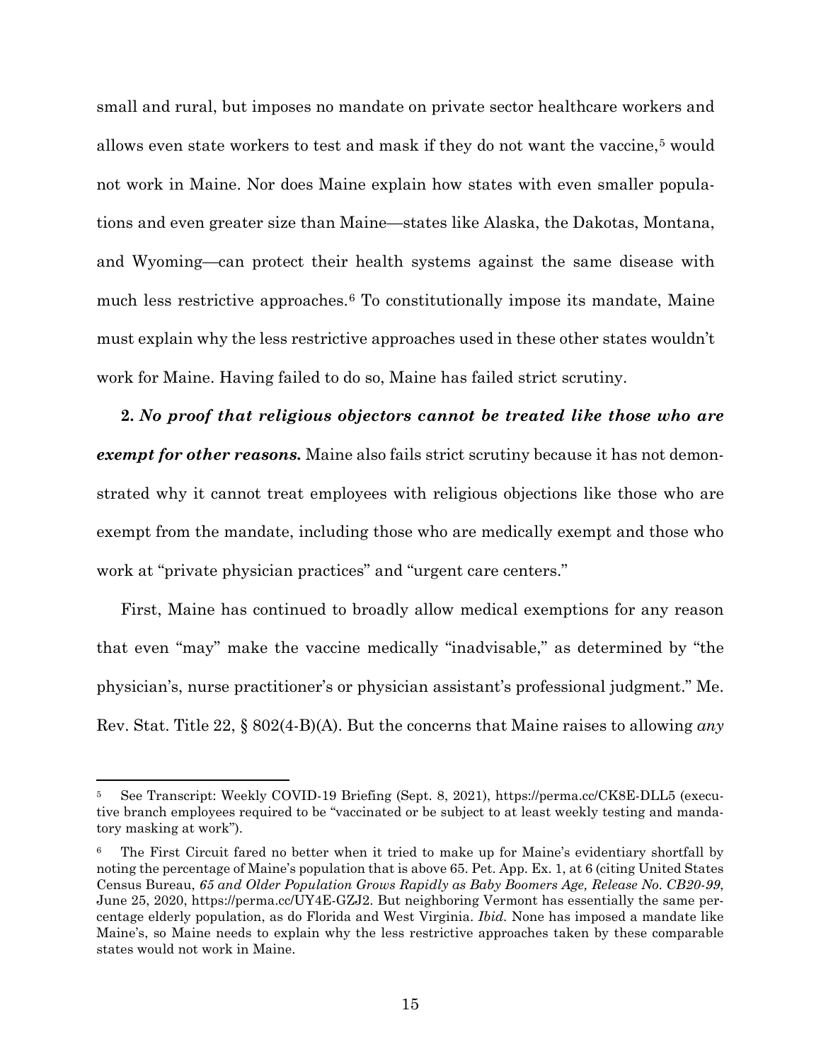small and rural, but imposes no mandate on private sector healthcare workers and allows even state workers to test and mask if they do not want the vaccine,[5] would not work in Maine. Nor does Maine explain how states with even smaller populations and even greater size than Maine—states like Alaska, the Dakotas, Montana, and Wyoming—can protect their health systems against the same disease with much less restrictive approaches.[6] To constitutionally impose its mandate, Maine must explain why the less restrictive approaches used in these other states wouldn't work for Maine. Having failed to do so, Maine has failed strict scrutiny.

**2. *No proof that religious objectors cannot be treated like those who are exempt for other reasons.*** Maine also fails strict scrutiny because it has not demonstrated why it cannot treat employees with religious objections like those who are exempt from the mandate, including those who are medically exempt and those who work at "private physician practices" and "urgent care centers."

First, Maine has continued to broadly allow medical exemptions for any reason that even "may" make the vaccine medically "inadvisable," as determined by "the physician's, nurse practitioner's or physician assistant's professional judgment." Me. Rev. Stat. Title 22, § 802(4-B)(A). But the concerns that Maine raises to allowing *any*

---

[5] See Transcript: Weekly COVID-19 Briefing (Sept. 8, 2021), https://perma.cc/CK8E-DLL5 (executive branch employees required to be "vaccinated or be subject to at least weekly testing and mandatory masking at work").

[6] The First Circuit fared no better when it tried to make up for Maine's evidentiary shortfall by noting the percentage of Maine's population that is above 65. Pet. App. Ex. 1, at 6 (citing United States Census Bureau, *65 and Older Population Grows Rapidly as Baby Boomers Age, Release No. CB20-99*, June 25, 2020, https://perma.cc/UY4E-GZJ2. But neighboring Vermont has essentially the same percentage elderly population, as do Florida and West Virginia. *Ibid.* None has imposed a mandate like Maine's, so Maine needs to explain why the less restrictive approaches taken by these comparable states would not work in Maine.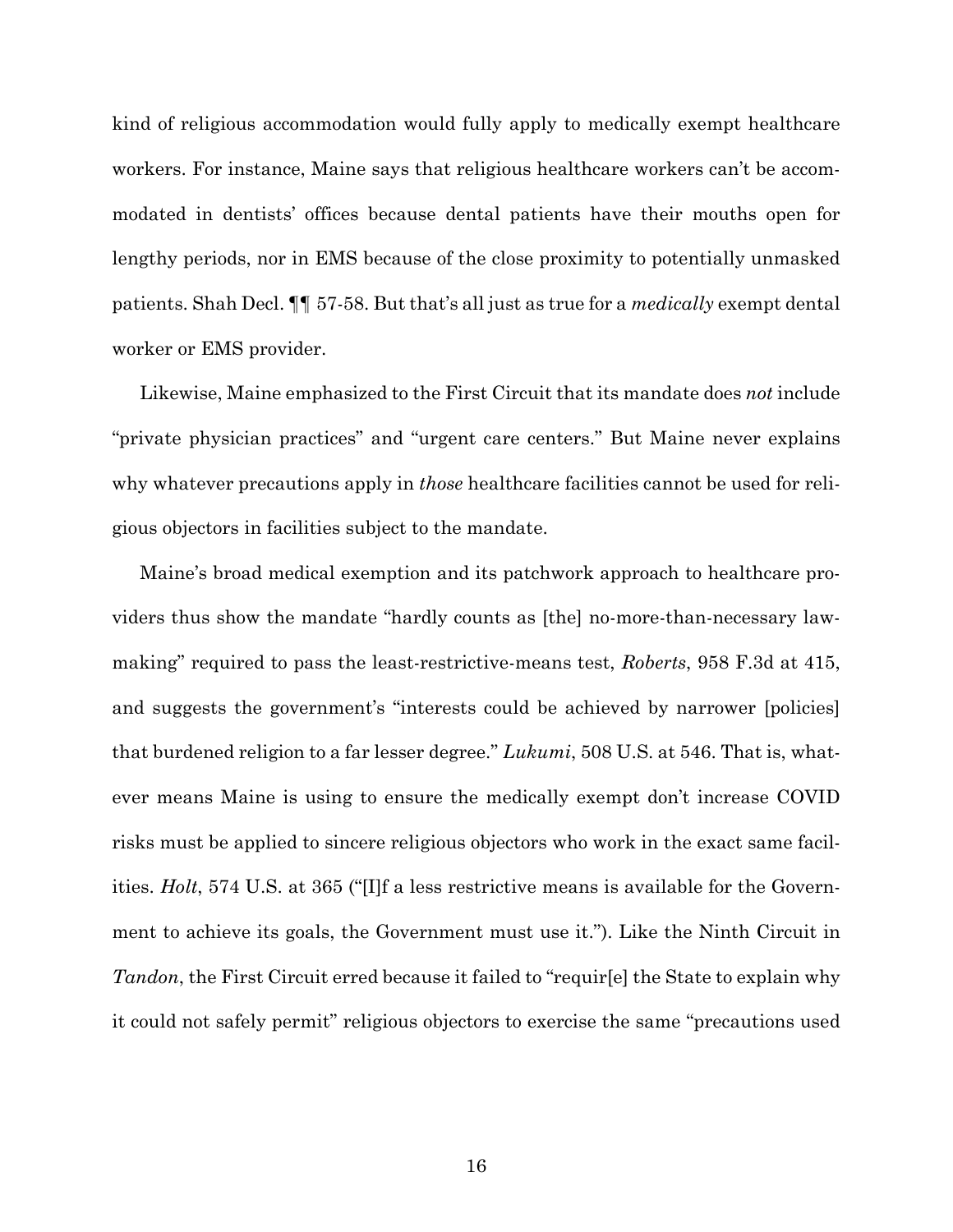kind of religious accommodation would fully apply to medically exempt healthcare workers. For instance, Maine says that religious healthcare workers can't be accommodated in dentists' offices because dental patients have their mouths open for lengthy periods, nor in EMS because of the close proximity to potentially unmasked patients. Shah Decl. ¶¶ 57-58. But that's all just as true for a *medically* exempt dental worker or EMS provider.

Likewise, Maine emphasized to the First Circuit that its mandate does *not* include "private physician practices" and "urgent care centers." But Maine never explains why whatever precautions apply in *those* healthcare facilities cannot be used for religious objectors in facilities subject to the mandate.

Maine's broad medical exemption and its patchwork approach to healthcare providers thus show the mandate "hardly counts as [the] no-more-than-necessary lawmaking" required to pass the least-restrictive-means test, *Roberts*, 958 F.3d at 415, and suggests the government's "interests could be achieved by narrower [policies] that burdened religion to a far lesser degree." *Lukumi*, 508 U.S. at 546. That is, whatever means Maine is using to ensure the medically exempt don't increase COVID risks must be applied to sincere religious objectors who work in the exact same facilities. *Holt*, 574 U.S. at 365 ("[I]f a less restrictive means is available for the Government to achieve its goals, the Government must use it."). Like the Ninth Circuit in *Tandon*, the First Circuit erred because it failed to "requir[e] the State to explain why it could not safely permit" religious objectors to exercise the same "precautions used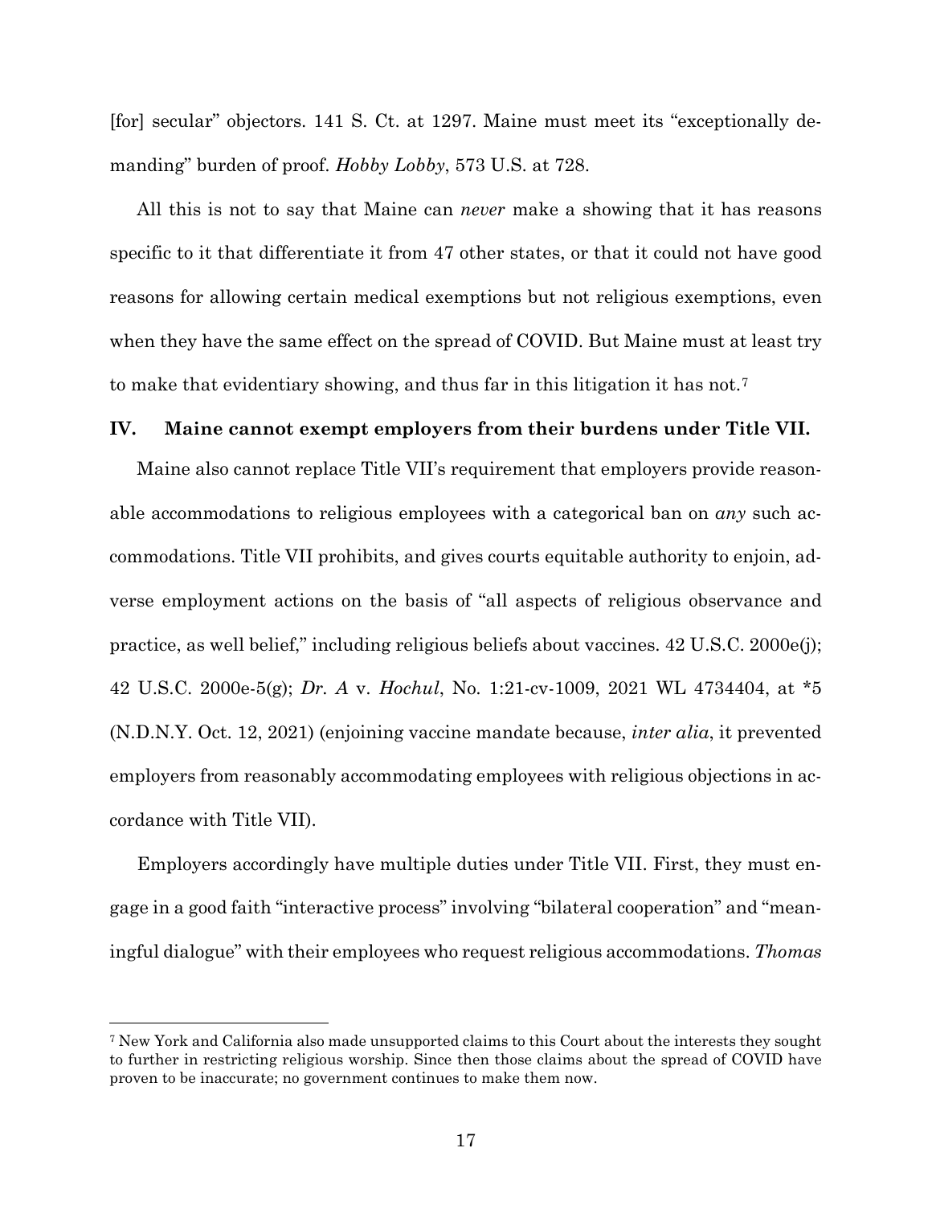[for] secular" objectors. 141 S. Ct. at 1297. Maine must meet its "exceptionally demanding" burden of proof. *Hobby Lobby*, 573 U.S. at 728.

All this is not to say that Maine can *never* make a showing that it has reasons specific to it that differentiate it from 47 other states, or that it could not have good reasons for allowing certain medical exemptions but not religious exemptions, even when they have the same effect on the spread of COVID. But Maine must at least try to make that evidentiary showing, and thus far in this litigation it has not.[7]

## IV. Maine cannot exempt employers from their burdens under Title VII.

Maine also cannot replace Title VII's requirement that employers provide reasonable accommodations to religious employees with a categorical ban on *any* such accommodations. Title VII prohibits, and gives courts equitable authority to enjoin, adverse employment actions on the basis of "all aspects of religious observance and practice, as well belief," including religious beliefs about vaccines. 42 U.S.C. 2000e(j); 42 U.S.C. 2000e-5(g); *Dr. A* v. *Hochul*, No. 1:21-cv-1009, 2021 WL 4734404, at *5 (N.D.N.Y. Oct. 12, 2021) (enjoining vaccine mandate because, *inter alia*, it prevented employers from reasonably accommodating employees with religious objections in accordance with Title VII).

Employers accordingly have multiple duties under Title VII. First, they must engage in a good faith "interactive process" involving "bilateral cooperation" and "meaningful dialogue" with their employees who request religious accommodations. *Thomas*

[7] New York and California also made unsupported claims to this Court about the interests they sought to further in restricting religious worship. Since then those claims about the spread of COVID have proven to be inaccurate; no government continues to make them now.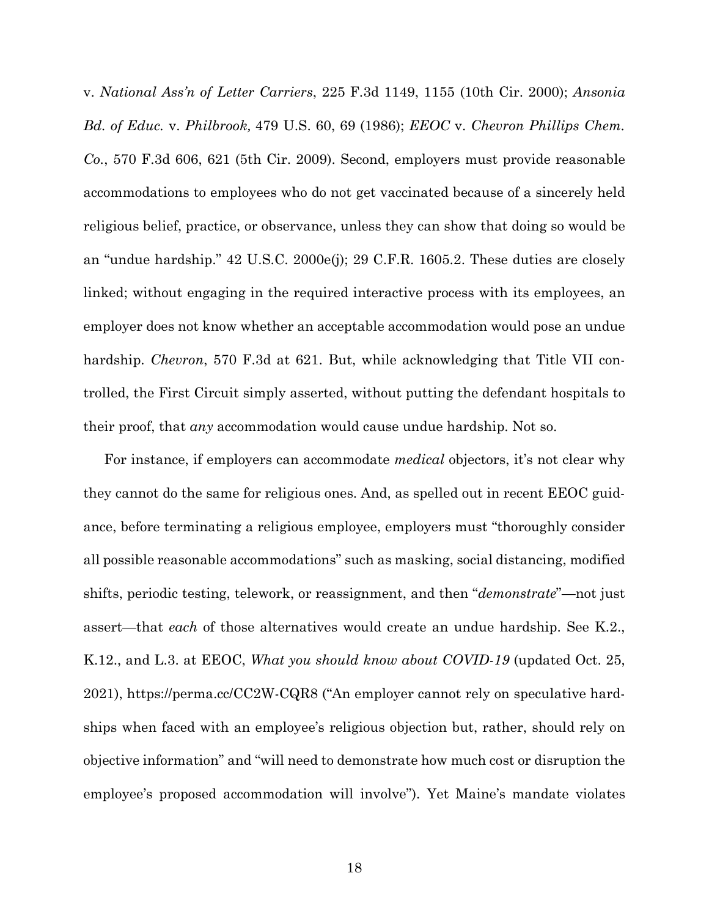v. *National Ass'n of Letter Carriers*, 225 F.3d 1149, 1155 (10th Cir. 2000); *Ansonia Bd. of Educ.* v. *Philbrook,* 479 U.S. 60, 69 (1986); *EEOC* v. *Chevron Phillips Chem. Co.*, 570 F.3d 606, 621 (5th Cir. 2009). Second, employers must provide reasonable accommodations to employees who do not get vaccinated because of a sincerely held religious belief, practice, or observance, unless they can show that doing so would be an "undue hardship." 42 U.S.C. 2000e(j); 29 C.F.R. 1605.2. These duties are closely linked; without engaging in the required interactive process with its employees, an employer does not know whether an acceptable accommodation would pose an undue hardship. *Chevron*, 570 F.3d at 621. But, while acknowledging that Title VII controlled, the First Circuit simply asserted, without putting the defendant hospitals to their proof, that *any* accommodation would cause undue hardship. Not so.

For instance, if employers can accommodate *medical* objectors, it's not clear why they cannot do the same for religious ones. And, as spelled out in recent EEOC guidance, before terminating a religious employee, employers must "thoroughly consider all possible reasonable accommodations" such as masking, social distancing, modified shifts, periodic testing, telework, or reassignment, and then "*demonstrate*"—not just assert—that *each* of those alternatives would create an undue hardship. See K.2., K.12., and L.3. at EEOC, *What you should know about COVID-19* (updated Oct. 25, 2021), https://perma.cc/CC2W-CQR8 ("An employer cannot rely on speculative hardships when faced with an employee's religious objection but, rather, should rely on objective information" and "will need to demonstrate how much cost or disruption the employee's proposed accommodation will involve"). Yet Maine's mandate violates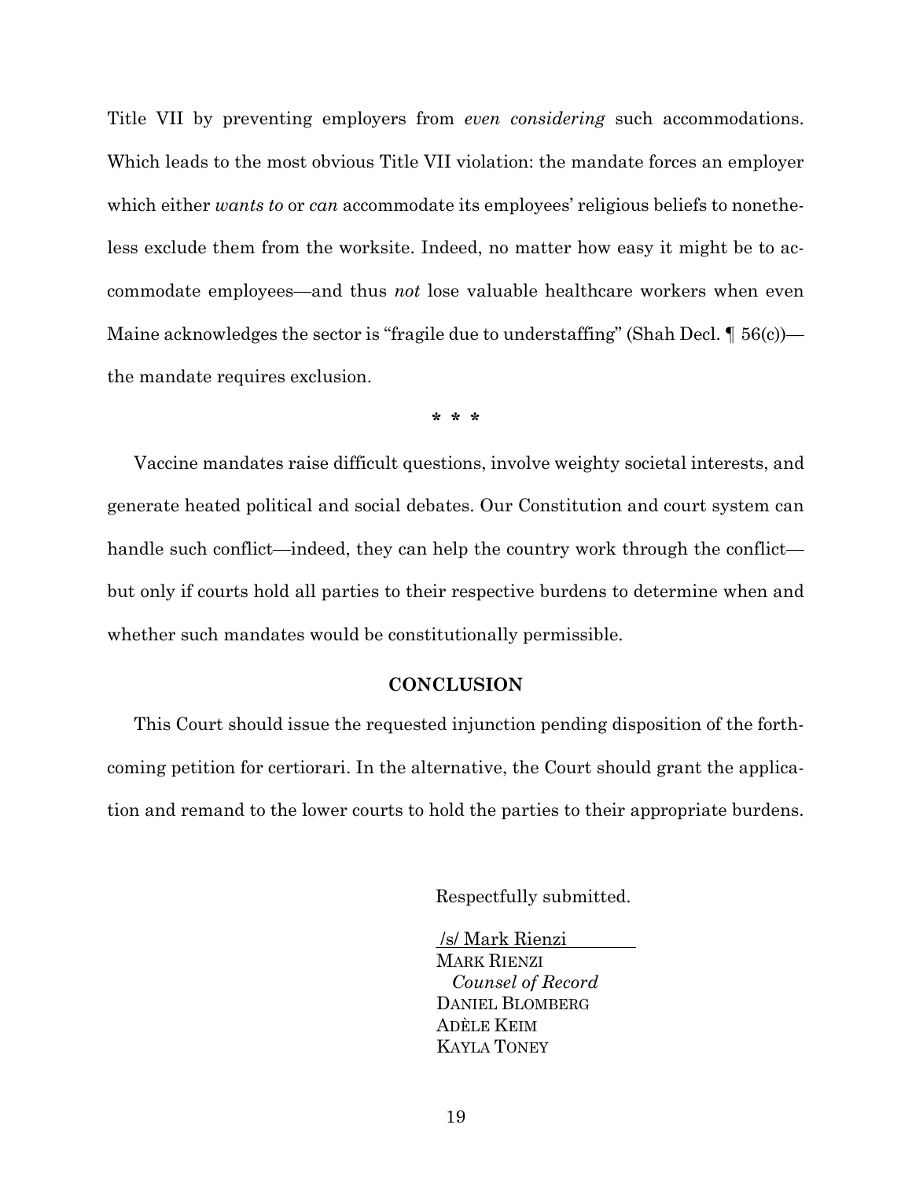Title VII by preventing employers from *even considering* such accommodations. Which leads to the most obvious Title VII violation: the mandate forces an employer which either *wants to* or *can* accommodate its employees' religious beliefs to nonetheless exclude them from the worksite. Indeed, no matter how easy it might be to accommodate employees—and thus *not* lose valuable healthcare workers when even Maine acknowledges the sector is "fragile due to understaffing" (Shah Decl. ¶ 56(c))—the mandate requires exclusion.

\* \* \*

Vaccine mandates raise difficult questions, involve weighty societal interests, and generate heated political and social debates. Our Constitution and court system can handle such conflict—indeed, they can help the country work through the conflict—but only if courts hold all parties to their respective burdens to determine when and whether such mandates would be constitutionally permissible.

## CONCLUSION

This Court should issue the requested injunction pending disposition of the forthcoming petition for certiorari. In the alternative, the Court should grant the application and remand to the lower courts to hold the parties to their appropriate burdens.

Respectfully submitted.

/s/ Mark Rienzi
MARK RIENZI
*Counsel of Record*
DANIEL BLOMBERG
ADÈLE KEIM
KAYLA TONEY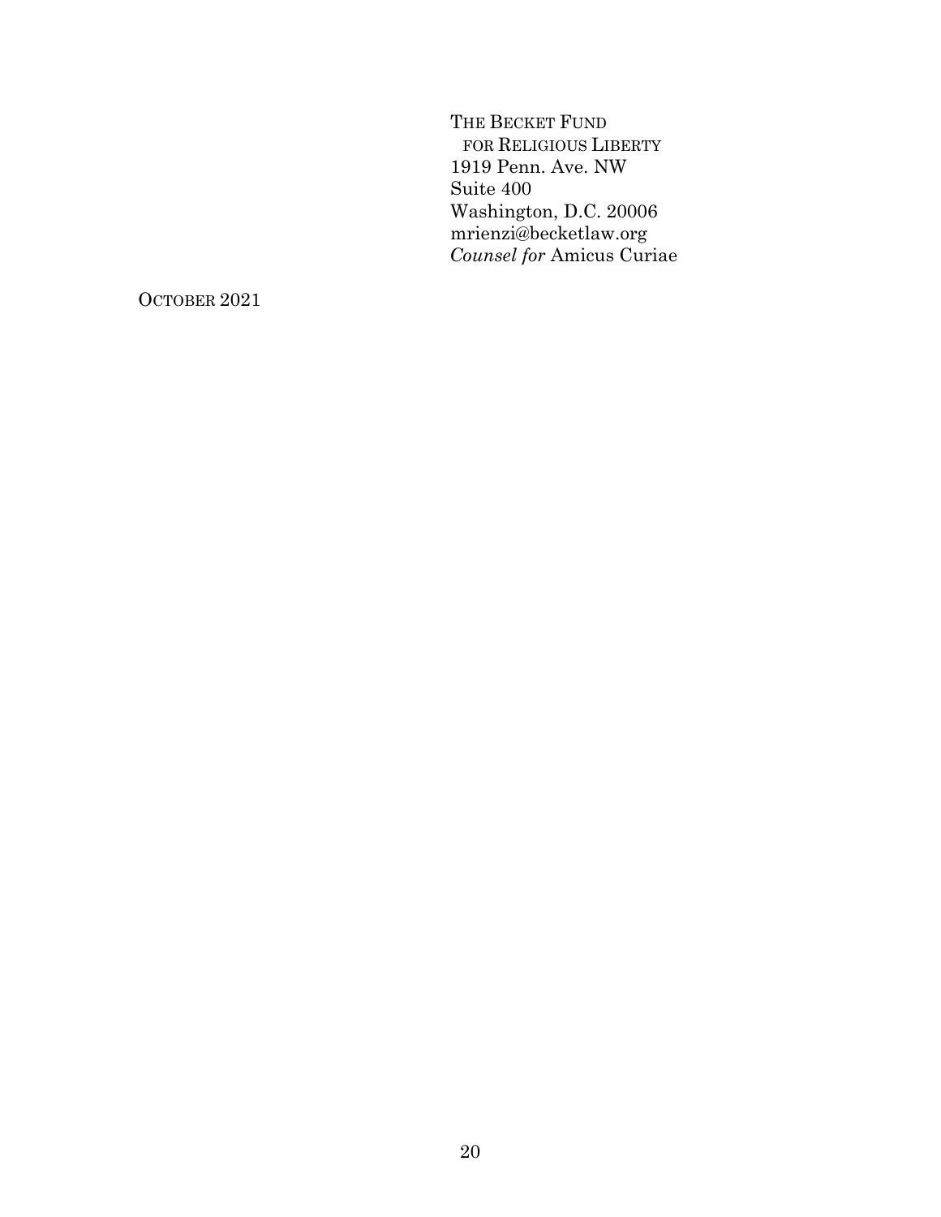THE BECKET FUND
  FOR RELIGIOUS LIBERTY
1919 Penn. Ave. NW
Suite 400
Washington, D.C. 20006
mrienzi@becketlaw.org
*Counsel for* Amicus Curiae

OCTOBER 2021